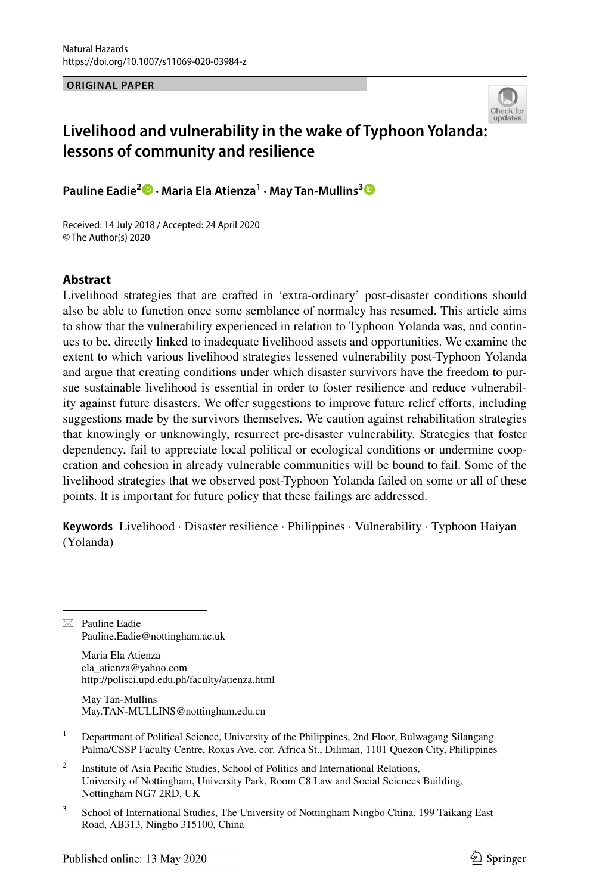Natural Hazards
https://doi.org/10.1007/s11069-020-03984-z

**ORIGINAL PAPER**

# Livelihood and vulnerability in the wake of Typhoon Yolanda: lessons of community and resilience

**Pauline Eadie[2] · Maria Ela Atienza[1] · May Tan-Mullins[3]**

Received: 14 July 2018 / Accepted: 24 April 2020
© The Author(s) 2020

## Abstract

Livelihood strategies that are crafted in 'extra-ordinary' post-disaster conditions should also be able to function once some semblance of normalcy has resumed. This article aims to show that the vulnerability experienced in relation to Typhoon Yolanda was, and continues to be, directly linked to inadequate livelihood assets and opportunities. We examine the extent to which various livelihood strategies lessened vulnerability post-Typhoon Yolanda and argue that creating conditions under which disaster survivors have the freedom to pursue sustainable livelihood is essential in order to foster resilience and reduce vulnerability against future disasters. We offer suggestions to improve future relief efforts, including suggestions made by the survivors themselves. We caution against rehabilitation strategies that knowingly or unknowingly, resurrect pre-disaster vulnerability. Strategies that foster dependency, fail to appreciate local political or ecological conditions or undermine cooperation and cohesion in already vulnerable communities will be bound to fail. Some of the livelihood strategies that we observed post-Typhoon Yolanda failed on some or all of these points. It is important for future policy that these failings are addressed.

**Keywords** Livelihood · Disaster resilience · Philippines · Vulnerability · Typhoon Haiyan (Yolanda)

---

✉ Pauline Eadie
Pauline.Eadie@nottingham.ac.uk

Maria Ela Atienza
ela_atienza@yahoo.com
http://polisci.upd.edu.ph/faculty/atienza.html

May Tan-Mullins
May.TAN-MULLINS@nottingham.edu.cn

[1] Department of Political Science, University of the Philippines, 2nd Floor, Bulwagang Silangang Palma/CSSP Faculty Centre, Roxas Ave. cor. Africa St., Diliman, 1101 Quezon City, Philippines

[2] Institute of Asia Pacific Studies, School of Politics and International Relations, University of Nottingham, University Park, Room C8 Law and Social Sciences Building, Nottingham NG7 2RD, UK

[3] School of International Studies, The University of Nottingham Ningbo China, 199 Taikang East Road, AB313, Ningbo 315100, China

Published online: 13 May 2020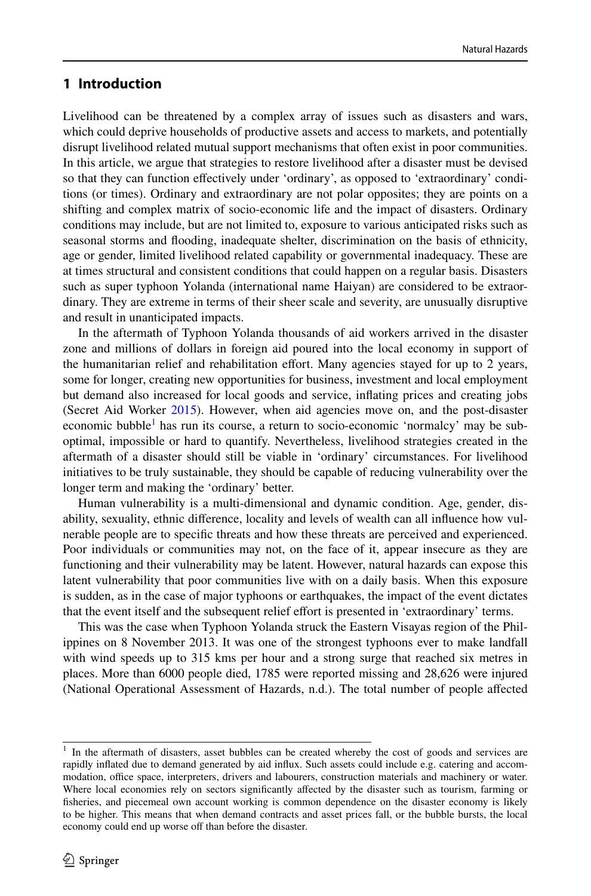## 1 Introduction

Livelihood can be threatened by a complex array of issues such as disasters and wars, which could deprive households of productive assets and access to markets, and potentially disrupt livelihood related mutual support mechanisms that often exist in poor communities. In this article, we argue that strategies to restore livelihood after a disaster must be devised so that they can function effectively under 'ordinary', as opposed to 'extraordinary' conditions (or times). Ordinary and extraordinary are not polar opposites; they are points on a shifting and complex matrix of socio-economic life and the impact of disasters. Ordinary conditions may include, but are not limited to, exposure to various anticipated risks such as seasonal storms and flooding, inadequate shelter, discrimination on the basis of ethnicity, age or gender, limited livelihood related capability or governmental inadequacy. These are at times structural and consistent conditions that could happen on a regular basis. Disasters such as super typhoon Yolanda (international name Haiyan) are considered to be extraordinary. They are extreme in terms of their sheer scale and severity, are unusually disruptive and result in unanticipated impacts.

In the aftermath of Typhoon Yolanda thousands of aid workers arrived in the disaster zone and millions of dollars in foreign aid poured into the local economy in support of the humanitarian relief and rehabilitation effort. Many agencies stayed for up to 2 years, some for longer, creating new opportunities for business, investment and local employment but demand also increased for local goods and service, inflating prices and creating jobs (Secret Aid Worker 2015). However, when aid agencies move on, and the post-disaster economic bubble[1] has run its course, a return to socio-economic 'normalcy' may be sub-optimal, impossible or hard to quantify. Nevertheless, livelihood strategies created in the aftermath of a disaster should still be viable in 'ordinary' circumstances. For livelihood initiatives to be truly sustainable, they should be capable of reducing vulnerability over the longer term and making the 'ordinary' better.

Human vulnerability is a multi-dimensional and dynamic condition. Age, gender, disability, sexuality, ethnic difference, locality and levels of wealth can all influence how vulnerable people are to specific threats and how these threats are perceived and experienced. Poor individuals or communities may not, on the face of it, appear insecure as they are functioning and their vulnerability may be latent. However, natural hazards can expose this latent vulnerability that poor communities live with on a daily basis. When this exposure is sudden, as in the case of major typhoons or earthquakes, the impact of the event dictates that the event itself and the subsequent relief effort is presented in 'extraordinary' terms.

This was the case when Typhoon Yolanda struck the Eastern Visayas region of the Philippines on 8 November 2013. It was one of the strongest typhoons ever to make landfall with wind speeds up to 315 kms per hour and a strong surge that reached six metres in places. More than 6000 people died, 1785 were reported missing and 28,626 were injured (National Operational Assessment of Hazards, n.d.). The total number of people affected

[1] In the aftermath of disasters, asset bubbles can be created whereby the cost of goods and services are rapidly inflated due to demand generated by aid influx. Such assets could include e.g. catering and accommodation, office space, interpreters, drivers and labourers, construction materials and machinery or water. Where local economies rely on sectors significantly affected by the disaster such as tourism, farming or fisheries, and piecemeal own account working is common dependence on the disaster economy is likely to be higher. This means that when demand contracts and asset prices fall, or the bubble bursts, the local economy could end up worse off than before the disaster.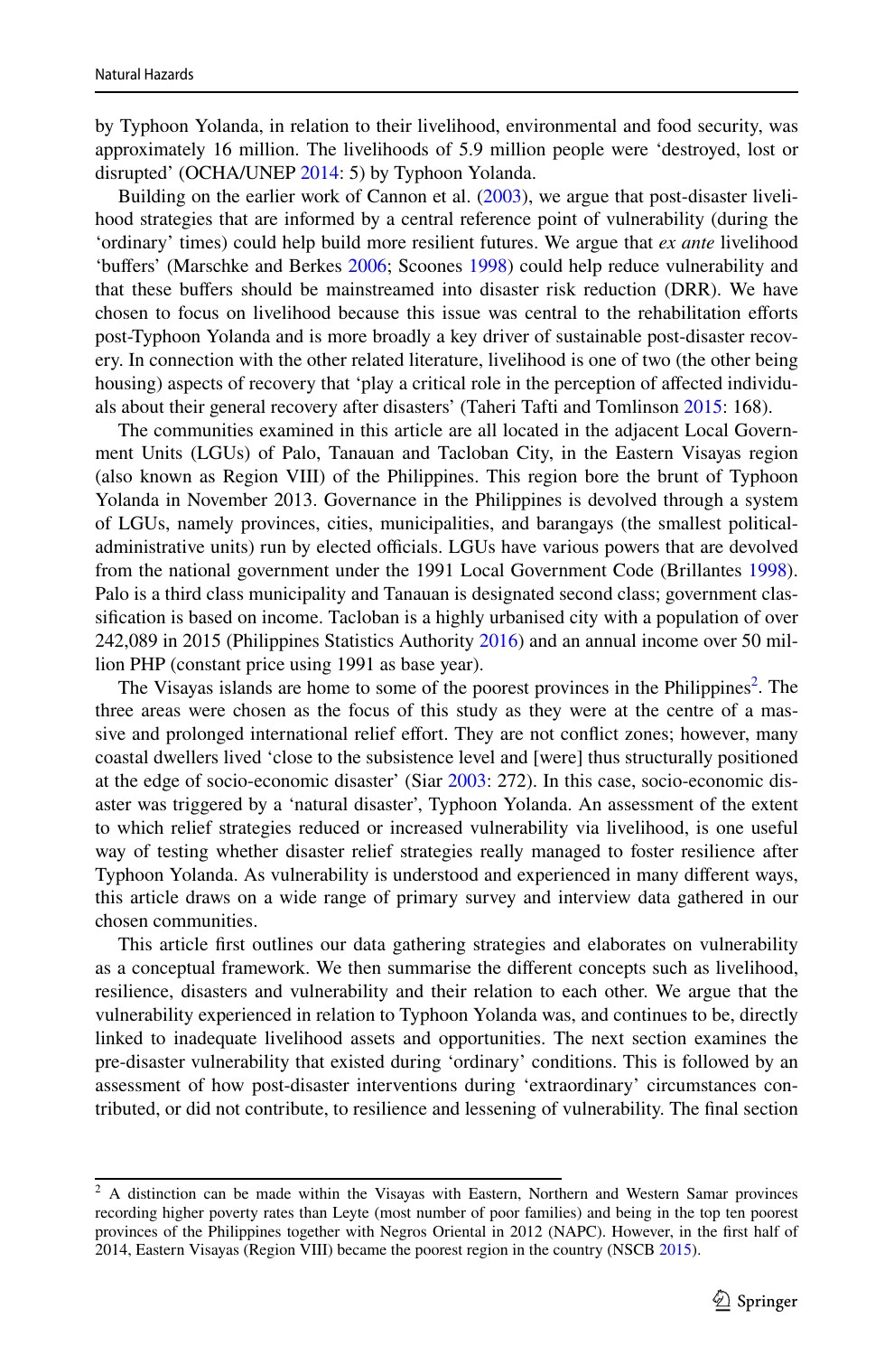by Typhoon Yolanda, in relation to their livelihood, environmental and food security, was approximately 16 million. The livelihoods of 5.9 million people were 'destroyed, lost or disrupted' (OCHA/UNEP 2014: 5) by Typhoon Yolanda.

Building on the earlier work of Cannon et al. (2003), we argue that post-disaster livelihood strategies that are informed by a central reference point of vulnerability (during the 'ordinary' times) could help build more resilient futures. We argue that *ex ante* livelihood 'buffers' (Marschke and Berkes 2006; Scoones 1998) could help reduce vulnerability and that these buffers should be mainstreamed into disaster risk reduction (DRR). We have chosen to focus on livelihood because this issue was central to the rehabilitation efforts post-Typhoon Yolanda and is more broadly a key driver of sustainable post-disaster recovery. In connection with the other related literature, livelihood is one of two (the other being housing) aspects of recovery that 'play a critical role in the perception of affected individuals about their general recovery after disasters' (Taheri Tafti and Tomlinson 2015: 168).

The communities examined in this article are all located in the adjacent Local Government Units (LGUs) of Palo, Tanauan and Tacloban City, in the Eastern Visayas region (also known as Region VIII) of the Philippines. This region bore the brunt of Typhoon Yolanda in November 2013. Governance in the Philippines is devolved through a system of LGUs, namely provinces, cities, municipalities, and barangays (the smallest political-administrative units) run by elected officials. LGUs have various powers that are devolved from the national government under the 1991 Local Government Code (Brillantes 1998). Palo is a third class municipality and Tanauan is designated second class; government classification is based on income. Tacloban is a highly urbanised city with a population of over 242,089 in 2015 (Philippines Statistics Authority 2016) and an annual income over 50 million PHP (constant price using 1991 as base year).

The Visayas islands are home to some of the poorest provinces in the Philippines[2]. The three areas were chosen as the focus of this study as they were at the centre of a massive and prolonged international relief effort. They are not conflict zones; however, many coastal dwellers lived 'close to the subsistence level and [were] thus structurally positioned at the edge of socio-economic disaster' (Siar 2003: 272). In this case, socio-economic disaster was triggered by a 'natural disaster', Typhoon Yolanda. An assessment of the extent to which relief strategies reduced or increased vulnerability via livelihood, is one useful way of testing whether disaster relief strategies really managed to foster resilience after Typhoon Yolanda. As vulnerability is understood and experienced in many different ways, this article draws on a wide range of primary survey and interview data gathered in our chosen communities.

This article first outlines our data gathering strategies and elaborates on vulnerability as a conceptual framework. We then summarise the different concepts such as livelihood, resilience, disasters and vulnerability and their relation to each other. We argue that the vulnerability experienced in relation to Typhoon Yolanda was, and continues to be, directly linked to inadequate livelihood assets and opportunities. The next section examines the pre-disaster vulnerability that existed during 'ordinary' conditions. This is followed by an assessment of how post-disaster interventions during 'extraordinary' circumstances contributed, or did not contribute, to resilience and lessening of vulnerability. The final section

[2] A distinction can be made within the Visayas with Eastern, Northern and Western Samar provinces recording higher poverty rates than Leyte (most number of poor families) and being in the top ten poorest provinces of the Philippines together with Negros Oriental in 2012 (NAPC). However, in the first half of 2014, Eastern Visayas (Region VIII) became the poorest region in the country (NSCB 2015).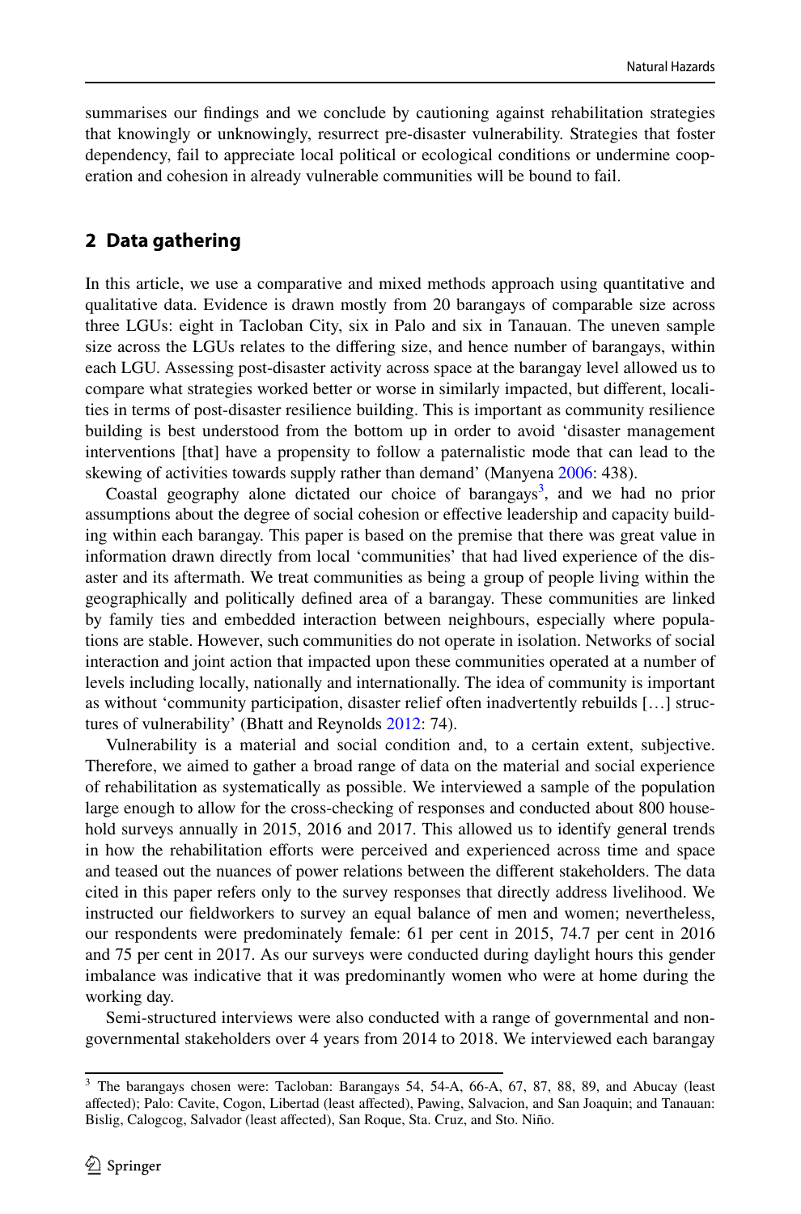summarises our findings and we conclude by cautioning against rehabilitation strategies that knowingly or unknowingly, resurrect pre-disaster vulnerability. Strategies that foster dependency, fail to appreciate local political or ecological conditions or undermine cooperation and cohesion in already vulnerable communities will be bound to fail.

## 2 Data gathering

In this article, we use a comparative and mixed methods approach using quantitative and qualitative data. Evidence is drawn mostly from 20 barangays of comparable size across three LGUs: eight in Tacloban City, six in Palo and six in Tanauan. The uneven sample size across the LGUs relates to the differing size, and hence number of barangays, within each LGU. Assessing post-disaster activity across space at the barangay level allowed us to compare what strategies worked better or worse in similarly impacted, but different, localities in terms of post-disaster resilience building. This is important as community resilience building is best understood from the bottom up in order to avoid 'disaster management interventions [that] have a propensity to follow a paternalistic mode that can lead to the skewing of activities towards supply rather than demand' (Manyena 2006: 438).

Coastal geography alone dictated our choice of barangays[3], and we had no prior assumptions about the degree of social cohesion or effective leadership and capacity building within each barangay. This paper is based on the premise that there was great value in information drawn directly from local 'communities' that had lived experience of the disaster and its aftermath. We treat communities as being a group of people living within the geographically and politically defined area of a barangay. These communities are linked by family ties and embedded interaction between neighbours, especially where populations are stable. However, such communities do not operate in isolation. Networks of social interaction and joint action that impacted upon these communities operated at a number of levels including locally, nationally and internationally. The idea of community is important as without 'community participation, disaster relief often inadvertently rebuilds […] structures of vulnerability' (Bhatt and Reynolds 2012: 74).

Vulnerability is a material and social condition and, to a certain extent, subjective. Therefore, we aimed to gather a broad range of data on the material and social experience of rehabilitation as systematically as possible. We interviewed a sample of the population large enough to allow for the cross-checking of responses and conducted about 800 household surveys annually in 2015, 2016 and 2017. This allowed us to identify general trends in how the rehabilitation efforts were perceived and experienced across time and space and teased out the nuances of power relations between the different stakeholders. The data cited in this paper refers only to the survey responses that directly address livelihood. We instructed our fieldworkers to survey an equal balance of men and women; nevertheless, our respondents were predominately female: 61 per cent in 2015, 74.7 per cent in 2016 and 75 per cent in 2017. As our surveys were conducted during daylight hours this gender imbalance was indicative that it was predominantly women who were at home during the working day.

Semi-structured interviews were also conducted with a range of governmental and non-governmental stakeholders over 4 years from 2014 to 2018. We interviewed each barangay

[3] The barangays chosen were: Tacloban: Barangays 54, 54-A, 66-A, 67, 87, 88, 89, and Abucay (least affected); Palo: Cavite, Cogon, Libertad (least affected), Pawing, Salvacion, and San Joaquin; and Tanauan: Bislig, Calogcog, Salvador (least affected), San Roque, Sta. Cruz, and Sto. Niño.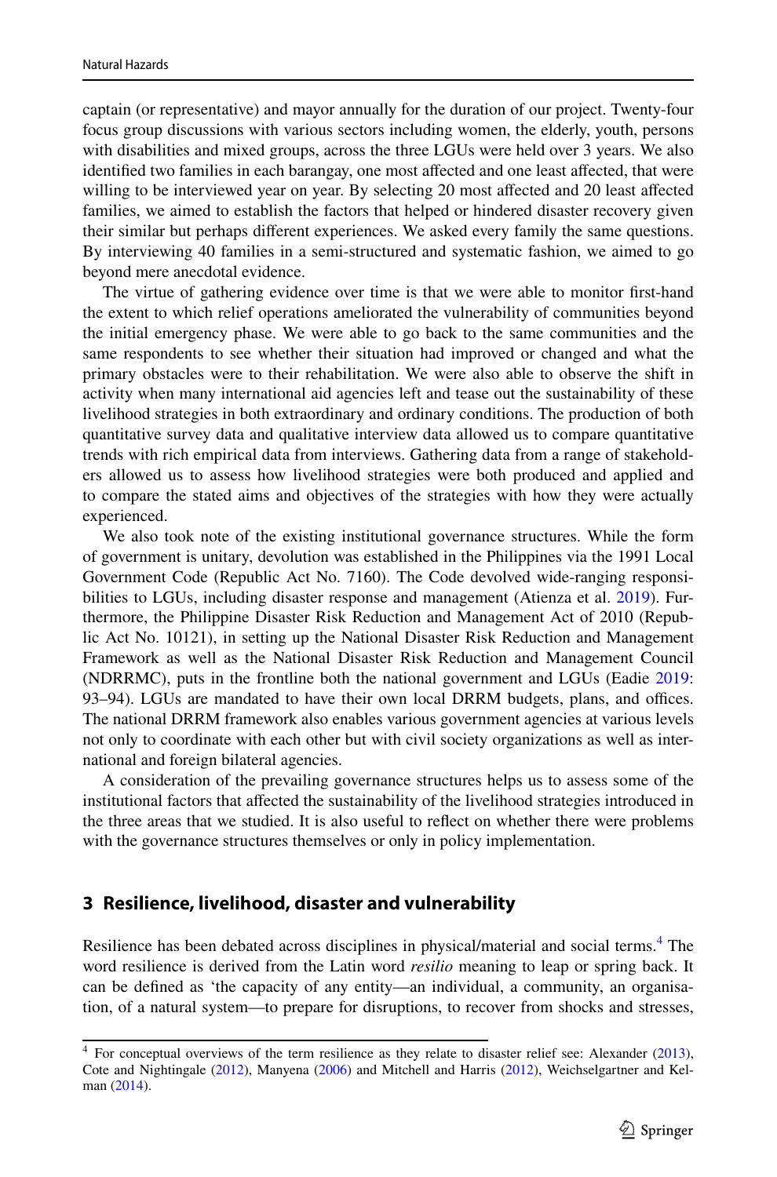captain (or representative) and mayor annually for the duration of our project. Twenty-four focus group discussions with various sectors including women, the elderly, youth, persons with disabilities and mixed groups, across the three LGUs were held over 3 years. We also identified two families in each barangay, one most affected and one least affected, that were willing to be interviewed year on year. By selecting 20 most affected and 20 least affected families, we aimed to establish the factors that helped or hindered disaster recovery given their similar but perhaps different experiences. We asked every family the same questions. By interviewing 40 families in a semi-structured and systematic fashion, we aimed to go beyond mere anecdotal evidence.

The virtue of gathering evidence over time is that we were able to monitor first-hand the extent to which relief operations ameliorated the vulnerability of communities beyond the initial emergency phase. We were able to go back to the same communities and the same respondents to see whether their situation had improved or changed and what the primary obstacles were to their rehabilitation. We were also able to observe the shift in activity when many international aid agencies left and tease out the sustainability of these livelihood strategies in both extraordinary and ordinary conditions. The production of both quantitative survey data and qualitative interview data allowed us to compare quantitative trends with rich empirical data from interviews. Gathering data from a range of stakeholders allowed us to assess how livelihood strategies were both produced and applied and to compare the stated aims and objectives of the strategies with how they were actually experienced.

We also took note of the existing institutional governance structures. While the form of government is unitary, devolution was established in the Philippines via the 1991 Local Government Code (Republic Act No. 7160). The Code devolved wide-ranging responsibilities to LGUs, including disaster response and management (Atienza et al. 2019). Furthermore, the Philippine Disaster Risk Reduction and Management Act of 2010 (Republic Act No. 10121), in setting up the National Disaster Risk Reduction and Management Framework as well as the National Disaster Risk Reduction and Management Council (NDRRMC), puts in the frontline both the national government and LGUs (Eadie 2019: 93–94). LGUs are mandated to have their own local DRRM budgets, plans, and offices. The national DRRM framework also enables various government agencies at various levels not only to coordinate with each other but with civil society organizations as well as international and foreign bilateral agencies.

A consideration of the prevailing governance structures helps us to assess some of the institutional factors that affected the sustainability of the livelihood strategies introduced in the three areas that we studied. It is also useful to reflect on whether there were problems with the governance structures themselves or only in policy implementation.

## 3 Resilience, livelihood, disaster and vulnerability

Resilience has been debated across disciplines in physical/material and social terms.[4] The word resilience is derived from the Latin word *resilio* meaning to leap or spring back. It can be defined as 'the capacity of any entity—an individual, a community, an organisation, of a natural system—to prepare for disruptions, to recover from shocks and stresses,

[4] For conceptual overviews of the term resilience as they relate to disaster relief see: Alexander (2013), Cote and Nightingale (2012), Manyena (2006) and Mitchell and Harris (2012), Weichselgartner and Kelman (2014).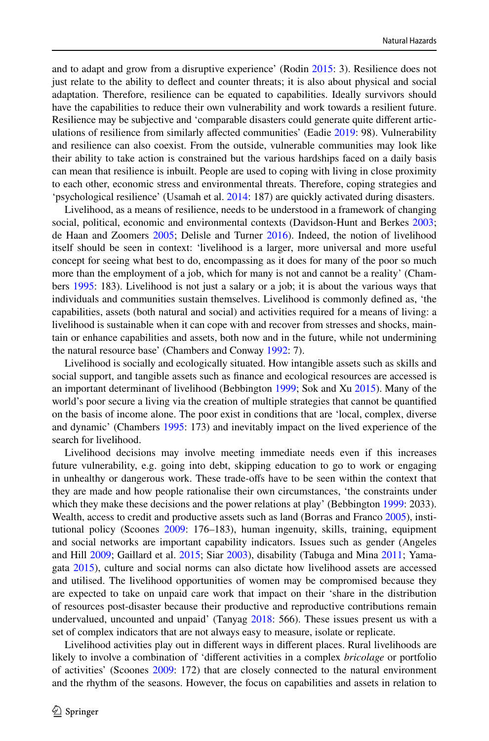and to adapt and grow from a disruptive experience' (Rodin 2015: 3). Resilience does not just relate to the ability to deflect and counter threats; it is also about physical and social adaptation. Therefore, resilience can be equated to capabilities. Ideally survivors should have the capabilities to reduce their own vulnerability and work towards a resilient future. Resilience may be subjective and 'comparable disasters could generate quite different articulations of resilience from similarly affected communities' (Eadie 2019: 98). Vulnerability and resilience can also coexist. From the outside, vulnerable communities may look like their ability to take action is constrained but the various hardships faced on a daily basis can mean that resilience is inbuilt. People are used to coping with living in close proximity to each other, economic stress and environmental threats. Therefore, coping strategies and 'psychological resilience' (Usamah et al. 2014: 187) are quickly activated during disasters.

Livelihood, as a means of resilience, needs to be understood in a framework of changing social, political, economic and environmental contexts (Davidson-Hunt and Berkes 2003; de Haan and Zoomers 2005; Delisle and Turner 2016). Indeed, the notion of livelihood itself should be seen in context: 'livelihood is a larger, more universal and more useful concept for seeing what best to do, encompassing as it does for many of the poor so much more than the employment of a job, which for many is not and cannot be a reality' (Chambers 1995: 183). Livelihood is not just a salary or a job; it is about the various ways that individuals and communities sustain themselves. Livelihood is commonly defined as, 'the capabilities, assets (both natural and social) and activities required for a means of living: a livelihood is sustainable when it can cope with and recover from stresses and shocks, maintain or enhance capabilities and assets, both now and in the future, while not undermining the natural resource base' (Chambers and Conway 1992: 7).

Livelihood is socially and ecologically situated. How intangible assets such as skills and social support, and tangible assets such as finance and ecological resources are accessed is an important determinant of livelihood (Bebbington 1999; Sok and Xu 2015). Many of the world's poor secure a living via the creation of multiple strategies that cannot be quantified on the basis of income alone. The poor exist in conditions that are 'local, complex, diverse and dynamic' (Chambers 1995: 173) and inevitably impact on the lived experience of the search for livelihood.

Livelihood decisions may involve meeting immediate needs even if this increases future vulnerability, e.g. going into debt, skipping education to go to work or engaging in unhealthy or dangerous work. These trade-offs have to be seen within the context that they are made and how people rationalise their own circumstances, 'the constraints under which they make these decisions and the power relations at play' (Bebbington 1999: 2033). Wealth, access to credit and productive assets such as land (Borras and Franco 2005), institutional policy (Scoones 2009: 176–183), human ingenuity, skills, training, equipment and social networks are important capability indicators. Issues such as gender (Angeles and Hill 2009; Gaillard et al. 2015; Siar 2003), disability (Tabuga and Mina 2011; Yamagata 2015), culture and social norms can also dictate how livelihood assets are accessed and utilised. The livelihood opportunities of women may be compromised because they are expected to take on unpaid care work that impact on their 'share in the distribution of resources post-disaster because their productive and reproductive contributions remain undervalued, uncounted and unpaid' (Tanyag 2018: 566). These issues present us with a set of complex indicators that are not always easy to measure, isolate or replicate.

Livelihood activities play out in different ways in different places. Rural livelihoods are likely to involve a combination of 'different activities in a complex *bricolage* or portfolio of activities' (Scoones 2009: 172) that are closely connected to the natural environment and the rhythm of the seasons. However, the focus on capabilities and assets in relation to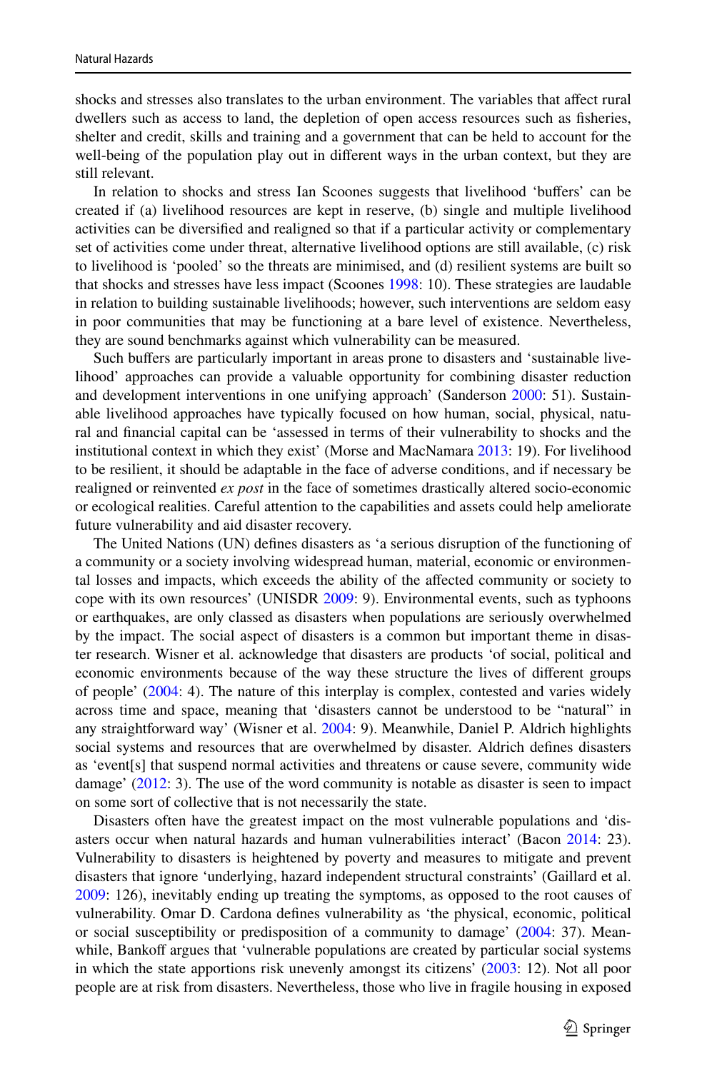shocks and stresses also translates to the urban environment. The variables that affect rural dwellers such as access to land, the depletion of open access resources such as fisheries, shelter and credit, skills and training and a government that can be held to account for the well-being of the population play out in different ways in the urban context, but they are still relevant.

In relation to shocks and stress Ian Scoones suggests that livelihood 'buffers' can be created if (a) livelihood resources are kept in reserve, (b) single and multiple livelihood activities can be diversified and realigned so that if a particular activity or complementary set of activities come under threat, alternative livelihood options are still available, (c) risk to livelihood is 'pooled' so the threats are minimised, and (d) resilient systems are built so that shocks and stresses have less impact (Scoones 1998: 10). These strategies are laudable in relation to building sustainable livelihoods; however, such interventions are seldom easy in poor communities that may be functioning at a bare level of existence. Nevertheless, they are sound benchmarks against which vulnerability can be measured.

Such buffers are particularly important in areas prone to disasters and 'sustainable livelihood' approaches can provide a valuable opportunity for combining disaster reduction and development interventions in one unifying approach' (Sanderson 2000: 51). Sustainable livelihood approaches have typically focused on how human, social, physical, natural and financial capital can be 'assessed in terms of their vulnerability to shocks and the institutional context in which they exist' (Morse and MacNamara 2013: 19). For livelihood to be resilient, it should be adaptable in the face of adverse conditions, and if necessary be realigned or reinvented *ex post* in the face of sometimes drastically altered socio-economic or ecological realities. Careful attention to the capabilities and assets could help ameliorate future vulnerability and aid disaster recovery.

The United Nations (UN) defines disasters as 'a serious disruption of the functioning of a community or a society involving widespread human, material, economic or environmental losses and impacts, which exceeds the ability of the affected community or society to cope with its own resources' (UNISDR 2009: 9). Environmental events, such as typhoons or earthquakes, are only classed as disasters when populations are seriously overwhelmed by the impact. The social aspect of disasters is a common but important theme in disaster research. Wisner et al. acknowledge that disasters are products 'of social, political and economic environments because of the way these structure the lives of different groups of people' (2004: 4). The nature of this interplay is complex, contested and varies widely across time and space, meaning that 'disasters cannot be understood to be "natural" in any straightforward way' (Wisner et al. 2004: 9). Meanwhile, Daniel P. Aldrich highlights social systems and resources that are overwhelmed by disaster. Aldrich defines disasters as 'event[s] that suspend normal activities and threatens or cause severe, community wide damage' (2012: 3). The use of the word community is notable as disaster is seen to impact on some sort of collective that is not necessarily the state.

Disasters often have the greatest impact on the most vulnerable populations and 'disasters occur when natural hazards and human vulnerabilities interact' (Bacon 2014: 23). Vulnerability to disasters is heightened by poverty and measures to mitigate and prevent disasters that ignore 'underlying, hazard independent structural constraints' (Gaillard et al. 2009: 126), inevitably ending up treating the symptoms, as opposed to the root causes of vulnerability. Omar D. Cardona defines vulnerability as 'the physical, economic, political or social susceptibility or predisposition of a community to damage' (2004: 37). Meanwhile, Bankoff argues that 'vulnerable populations are created by particular social systems in which the state apportions risk unevenly amongst its citizens' (2003: 12). Not all poor people are at risk from disasters. Nevertheless, those who live in fragile housing in exposed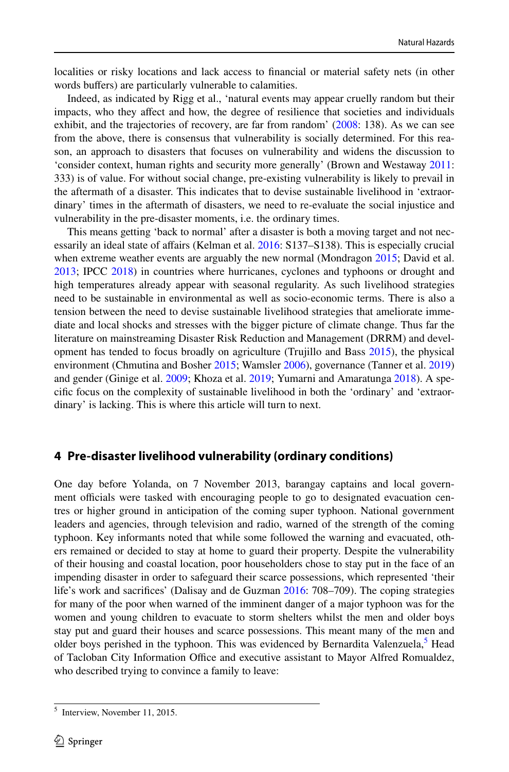localities or risky locations and lack access to financial or material safety nets (in other words buffers) are particularly vulnerable to calamities.

Indeed, as indicated by Rigg et al., 'natural events may appear cruelly random but their impacts, who they affect and how, the degree of resilience that societies and individuals exhibit, and the trajectories of recovery, are far from random' (2008: 138). As we can see from the above, there is consensus that vulnerability is socially determined. For this reason, an approach to disasters that focuses on vulnerability and widens the discussion to 'consider context, human rights and security more generally' (Brown and Westaway 2011: 333) is of value. For without social change, pre-existing vulnerability is likely to prevail in the aftermath of a disaster. This indicates that to devise sustainable livelihood in 'extraordinary' times in the aftermath of disasters, we need to re-evaluate the social injustice and vulnerability in the pre-disaster moments, i.e. the ordinary times.

This means getting 'back to normal' after a disaster is both a moving target and not necessarily an ideal state of affairs (Kelman et al. 2016: S137–S138). This is especially crucial when extreme weather events are arguably the new normal (Mondragon 2015; David et al. 2013; IPCC 2018) in countries where hurricanes, cyclones and typhoons or drought and high temperatures already appear with seasonal regularity. As such livelihood strategies need to be sustainable in environmental as well as socio-economic terms. There is also a tension between the need to devise sustainable livelihood strategies that ameliorate immediate and local shocks and stresses with the bigger picture of climate change. Thus far the literature on mainstreaming Disaster Risk Reduction and Management (DRRM) and development has tended to focus broadly on agriculture (Trujillo and Bass 2015), the physical environment (Chmutina and Bosher 2015; Wamsler 2006), governance (Tanner et al. 2019) and gender (Ginige et al. 2009; Khoza et al. 2019; Yumarni and Amaratunga 2018). A specific focus on the complexity of sustainable livelihood in both the 'ordinary' and 'extraordinary' is lacking. This is where this article will turn to next.

## 4 Pre-disaster livelihood vulnerability (ordinary conditions)

One day before Yolanda, on 7 November 2013, barangay captains and local government officials were tasked with encouraging people to go to designated evacuation centres or higher ground in anticipation of the coming super typhoon. National government leaders and agencies, through television and radio, warned of the strength of the coming typhoon. Key informants noted that while some followed the warning and evacuated, others remained or decided to stay at home to guard their property. Despite the vulnerability of their housing and coastal location, poor householders chose to stay put in the face of an impending disaster in order to safeguard their scarce possessions, which represented 'their life's work and sacrifices' (Dalisay and de Guzman 2016: 708–709). The coping strategies for many of the poor when warned of the imminent danger of a major typhoon was for the women and young children to evacuate to storm shelters whilst the men and older boys stay put and guard their houses and scarce possessions. This meant many of the men and older boys perished in the typhoon. This was evidenced by Bernardita Valenzuela,[5] Head of Tacloban City Information Office and executive assistant to Mayor Alfred Romualdez, who described trying to convince a family to leave:

[5] Interview, November 11, 2015.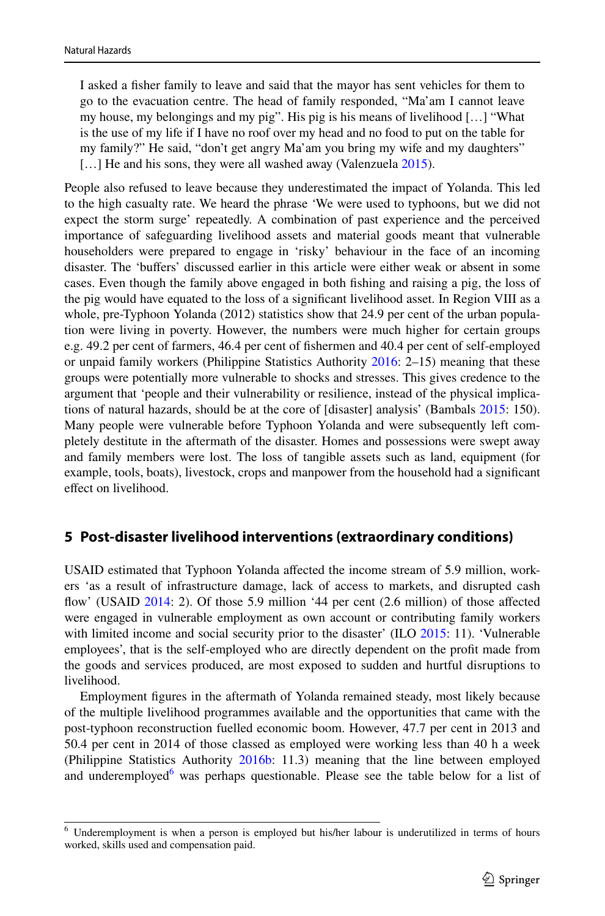> I asked a fisher family to leave and said that the mayor has sent vehicles for them to go to the evacuation centre. The head of family responded, "Ma'am I cannot leave my house, my belongings and my pig". His pig is his means of livelihood […] "What is the use of my life if I have no roof over my head and no food to put on the table for my family?" He said, "don't get angry Ma'am you bring my wife and my daughters" […] He and his sons, they were all washed away (Valenzuela 2015).

People also refused to leave because they underestimated the impact of Yolanda. This led to the high casualty rate. We heard the phrase 'We were used to typhoons, but we did not expect the storm surge' repeatedly. A combination of past experience and the perceived importance of safeguarding livelihood assets and material goods meant that vulnerable householders were prepared to engage in 'risky' behaviour in the face of an incoming disaster. The 'buffers' discussed earlier in this article were either weak or absent in some cases. Even though the family above engaged in both fishing and raising a pig, the loss of the pig would have equated to the loss of a significant livelihood asset. In Region VIII as a whole, pre-Typhoon Yolanda (2012) statistics show that 24.9 per cent of the urban population were living in poverty. However, the numbers were much higher for certain groups e.g. 49.2 per cent of farmers, 46.4 per cent of fishermen and 40.4 per cent of self-employed or unpaid family workers (Philippine Statistics Authority 2016: 2–15) meaning that these groups were potentially more vulnerable to shocks and stresses. This gives credence to the argument that 'people and their vulnerability or resilience, instead of the physical implications of natural hazards, should be at the core of [disaster] analysis' (Bambals 2015: 150). Many people were vulnerable before Typhoon Yolanda and were subsequently left completely destitute in the aftermath of the disaster. Homes and possessions were swept away and family members were lost. The loss of tangible assets such as land, equipment (for example, tools, boats), livestock, crops and manpower from the household had a significant effect on livelihood.

## 5 Post-disaster livelihood interventions (extraordinary conditions)

USAID estimated that Typhoon Yolanda affected the income stream of 5.9 million, workers 'as a result of infrastructure damage, lack of access to markets, and disrupted cash flow' (USAID 2014: 2). Of those 5.9 million '44 per cent (2.6 million) of those affected were engaged in vulnerable employment as own account or contributing family workers with limited income and social security prior to the disaster' (ILO 2015: 11). 'Vulnerable employees', that is the self-employed who are directly dependent on the profit made from the goods and services produced, are most exposed to sudden and hurtful disruptions to livelihood.

Employment figures in the aftermath of Yolanda remained steady, most likely because of the multiple livelihood programmes available and the opportunities that came with the post-typhoon reconstruction fuelled economic boom. However, 47.7 per cent in 2013 and 50.4 per cent in 2014 of those classed as employed were working less than 40 h a week (Philippine Statistics Authority 2016b: 11.3) meaning that the line between employed and underemployed[6] was perhaps questionable. Please see the table below for a list of

[6] Underemployment is when a person is employed but his/her labour is underutilized in terms of hours worked, skills used and compensation paid.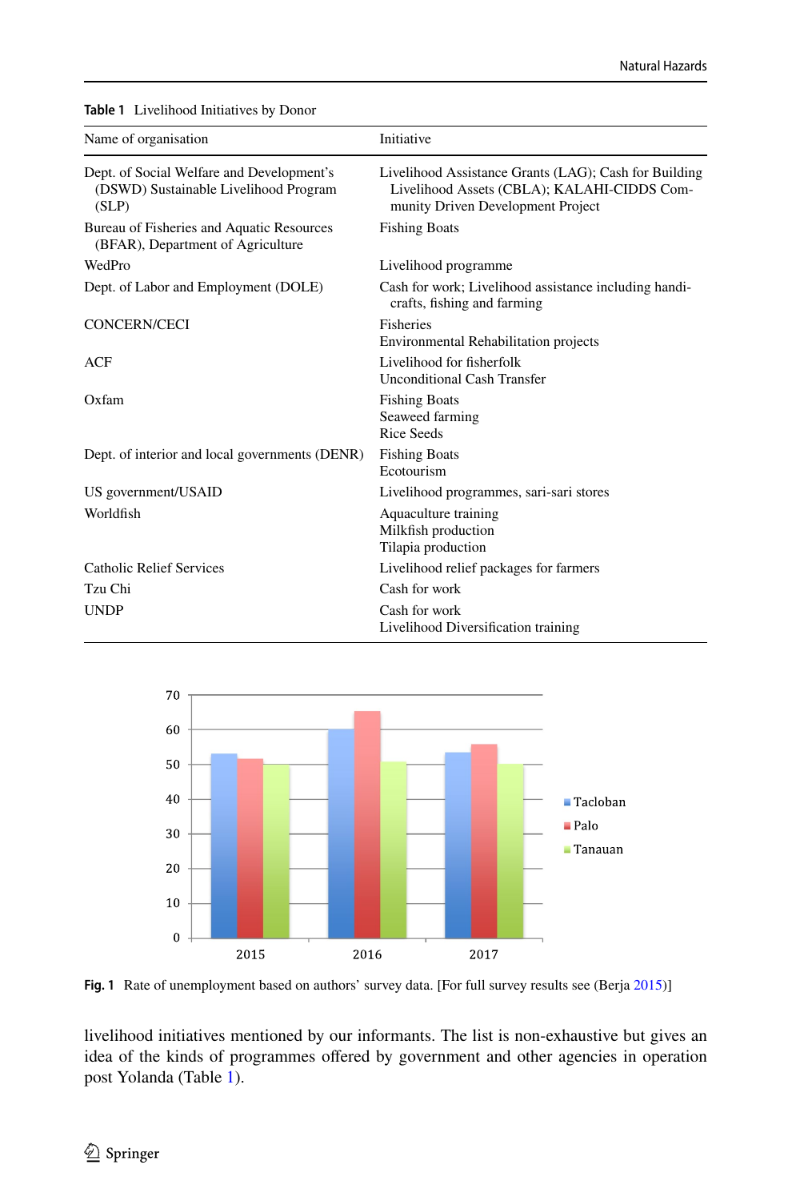**Table 1** Livelihood Initiatives by Donor

| Name of organisation | Initiative |
|---|---|
| Dept. of Social Welfare and Development's (DSWD) Sustainable Livelihood Program (SLP) | Livelihood Assistance Grants (LAG); Cash for Building Livelihood Assets (CBLA); KALAHI-CIDDS Community Driven Development Project |
| Bureau of Fisheries and Aquatic Resources (BFAR), Department of Agriculture | Fishing Boats |
| WedPro | Livelihood programme |
| Dept. of Labor and Employment (DOLE) | Cash for work; Livelihood assistance including handicrafts, fishing and farming |
| CONCERN/CECI | Fisheries<br>Environmental Rehabilitation projects |
| ACF | Livelihood for fisherfolk<br>Unconditional Cash Transfer |
| Oxfam | Fishing Boats<br>Seaweed farming<br>Rice Seeds |
| Dept. of interior and local governments (DENR) | Fishing Boats<br>Ecotourism |
| US government/USAID | Livelihood programmes, sari-sari stores |
| Worldfish | Aquaculture training<br>Milkfish production<br>Tilapia production |
| Catholic Relief Services | Livelihood relief packages for farmers |
| Tzu Chi | Cash for work |
| UNDP | Cash for work<br>Livelihood Diversification training |

**Fig. 1** Rate of unemployment based on authors' survey data. [For full survey results see (Berja 2015)]

livelihood initiatives mentioned by our informants. The list is non-exhaustive but gives an idea of the kinds of programmes offered by government and other agencies in operation post Yolanda (Table 1).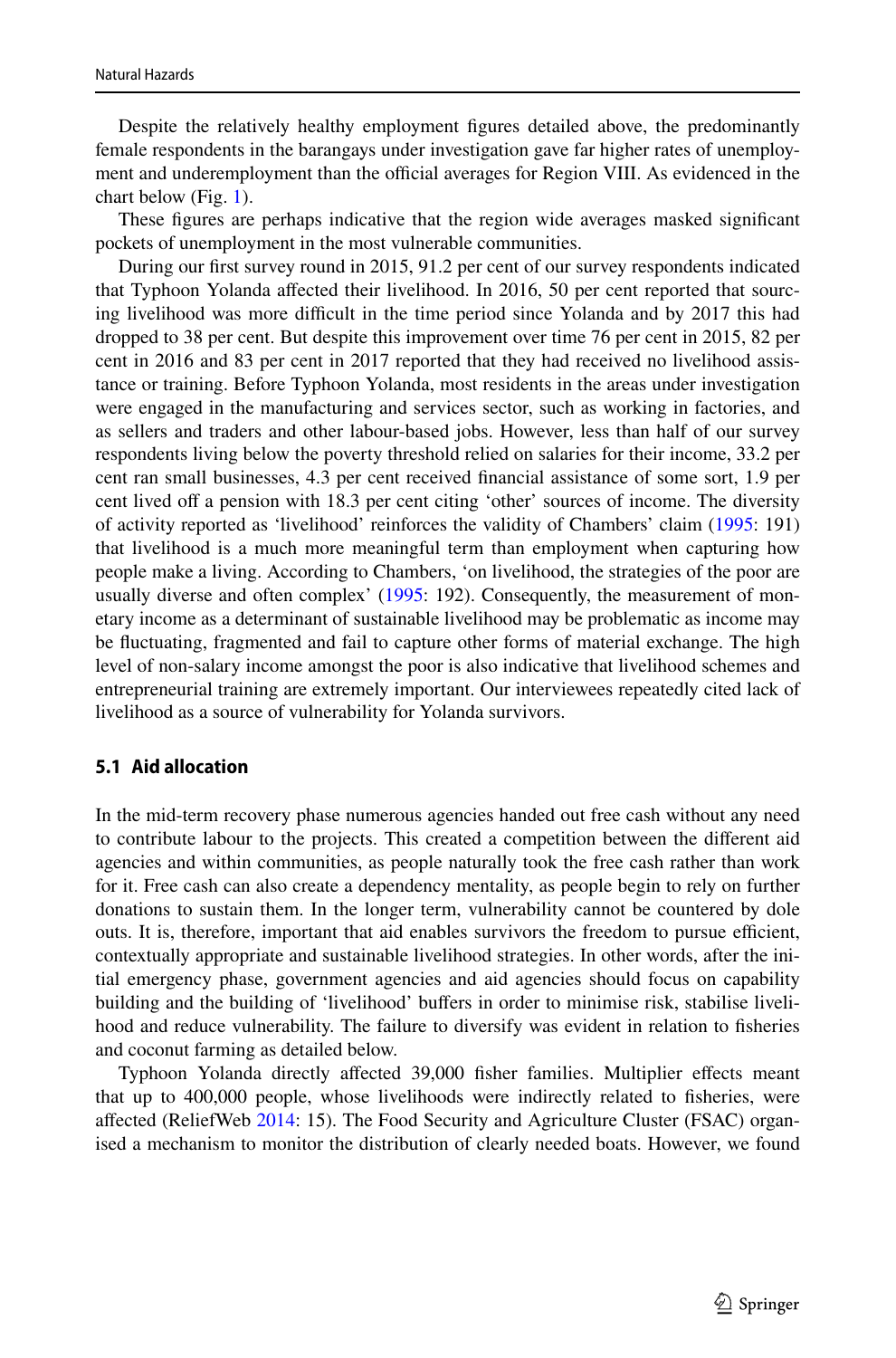Despite the relatively healthy employment figures detailed above, the predominantly female respondents in the barangays under investigation gave far higher rates of unemployment and underemployment than the official averages for Region VIII. As evidenced in the chart below (Fig. 1).

These figures are perhaps indicative that the region wide averages masked significant pockets of unemployment in the most vulnerable communities.

During our first survey round in 2015, 91.2 per cent of our survey respondents indicated that Typhoon Yolanda affected their livelihood. In 2016, 50 per cent reported that sourcing livelihood was more difficult in the time period since Yolanda and by 2017 this had dropped to 38 per cent. But despite this improvement over time 76 per cent in 2015, 82 per cent in 2016 and 83 per cent in 2017 reported that they had received no livelihood assistance or training. Before Typhoon Yolanda, most residents in the areas under investigation were engaged in the manufacturing and services sector, such as working in factories, and as sellers and traders and other labour-based jobs. However, less than half of our survey respondents living below the poverty threshold relied on salaries for their income, 33.2 per cent ran small businesses, 4.3 per cent received financial assistance of some sort, 1.9 per cent lived off a pension with 18.3 per cent citing 'other' sources of income. The diversity of activity reported as 'livelihood' reinforces the validity of Chambers' claim (1995: 191) that livelihood is a much more meaningful term than employment when capturing how people make a living. According to Chambers, 'on livelihood, the strategies of the poor are usually diverse and often complex' (1995: 192). Consequently, the measurement of monetary income as a determinant of sustainable livelihood may be problematic as income may be fluctuating, fragmented and fail to capture other forms of material exchange. The high level of non-salary income amongst the poor is also indicative that livelihood schemes and entrepreneurial training are extremely important. Our interviewees repeatedly cited lack of livelihood as a source of vulnerability for Yolanda survivors.

### 5.1 Aid allocation

In the mid-term recovery phase numerous agencies handed out free cash without any need to contribute labour to the projects. This created a competition between the different aid agencies and within communities, as people naturally took the free cash rather than work for it. Free cash can also create a dependency mentality, as people begin to rely on further donations to sustain them. In the longer term, vulnerability cannot be countered by dole outs. It is, therefore, important that aid enables survivors the freedom to pursue efficient, contextually appropriate and sustainable livelihood strategies. In other words, after the initial emergency phase, government agencies and aid agencies should focus on capability building and the building of 'livelihood' buffers in order to minimise risk, stabilise livelihood and reduce vulnerability. The failure to diversify was evident in relation to fisheries and coconut farming as detailed below.

Typhoon Yolanda directly affected 39,000 fisher families. Multiplier effects meant that up to 400,000 people, whose livelihoods were indirectly related to fisheries, were affected (ReliefWeb 2014: 15). The Food Security and Agriculture Cluster (FSAC) organised a mechanism to monitor the distribution of clearly needed boats. However, we found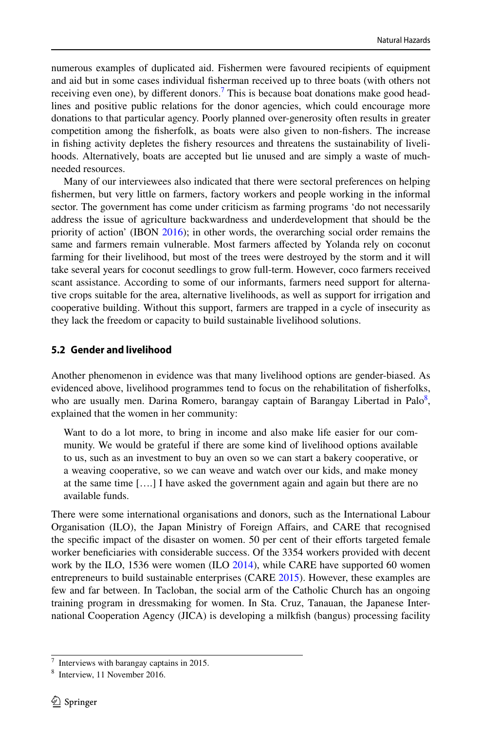numerous examples of duplicated aid. Fishermen were favoured recipients of equipment and aid but in some cases individual fisherman received up to three boats (with others not receiving even one), by different donors.[7] This is because boat donations make good headlines and positive public relations for the donor agencies, which could encourage more donations to that particular agency. Poorly planned over-generosity often results in greater competition among the fisherfolk, as boats were also given to non-fishers. The increase in fishing activity depletes the fishery resources and threatens the sustainability of livelihoods. Alternatively, boats are accepted but lie unused and are simply a waste of much-needed resources.

Many of our interviewees also indicated that there were sectoral preferences on helping fishermen, but very little on farmers, factory workers and people working in the informal sector. The government has come under criticism as farming programs 'do not necessarily address the issue of agriculture backwardness and underdevelopment that should be the priority of action' (IBON 2016); in other words, the overarching social order remains the same and farmers remain vulnerable. Most farmers affected by Yolanda rely on coconut farming for their livelihood, but most of the trees were destroyed by the storm and it will take several years for coconut seedlings to grow full-term. However, coco farmers received scant assistance. According to some of our informants, farmers need support for alternative crops suitable for the area, alternative livelihoods, as well as support for irrigation and cooperative building. Without this support, farmers are trapped in a cycle of insecurity as they lack the freedom or capacity to build sustainable livelihood solutions.

### 5.2 Gender and livelihood

Another phenomenon in evidence was that many livelihood options are gender-biased. As evidenced above, livelihood programmes tend to focus on the rehabilitation of fisherfolks, who are usually men. Darina Romero, barangay captain of Barangay Libertad in Palo[8], explained that the women in her community:

> Want to do a lot more, to bring in income and also make life easier for our community. We would be grateful if there are some kind of livelihood options available to us, such as an investment to buy an oven so we can start a bakery cooperative, or a weaving cooperative, so we can weave and watch over our kids, and make money at the same time [….] I have asked the government again and again but there are no available funds.

There were some international organisations and donors, such as the International Labour Organisation (ILO), the Japan Ministry of Foreign Affairs, and CARE that recognised the specific impact of the disaster on women. 50 per cent of their efforts targeted female worker beneficiaries with considerable success. Of the 3354 workers provided with decent work by the ILO, 1536 were women (ILO 2014), while CARE have supported 60 women entrepreneurs to build sustainable enterprises (CARE 2015). However, these examples are few and far between. In Tacloban, the social arm of the Catholic Church has an ongoing training program in dressmaking for women. In Sta. Cruz, Tanauan, the Japanese International Cooperation Agency (JICA) is developing a milkfish (bangus) processing facility

---

[7] Interviews with barangay captains in 2015.

[8] Interview, 11 November 2016.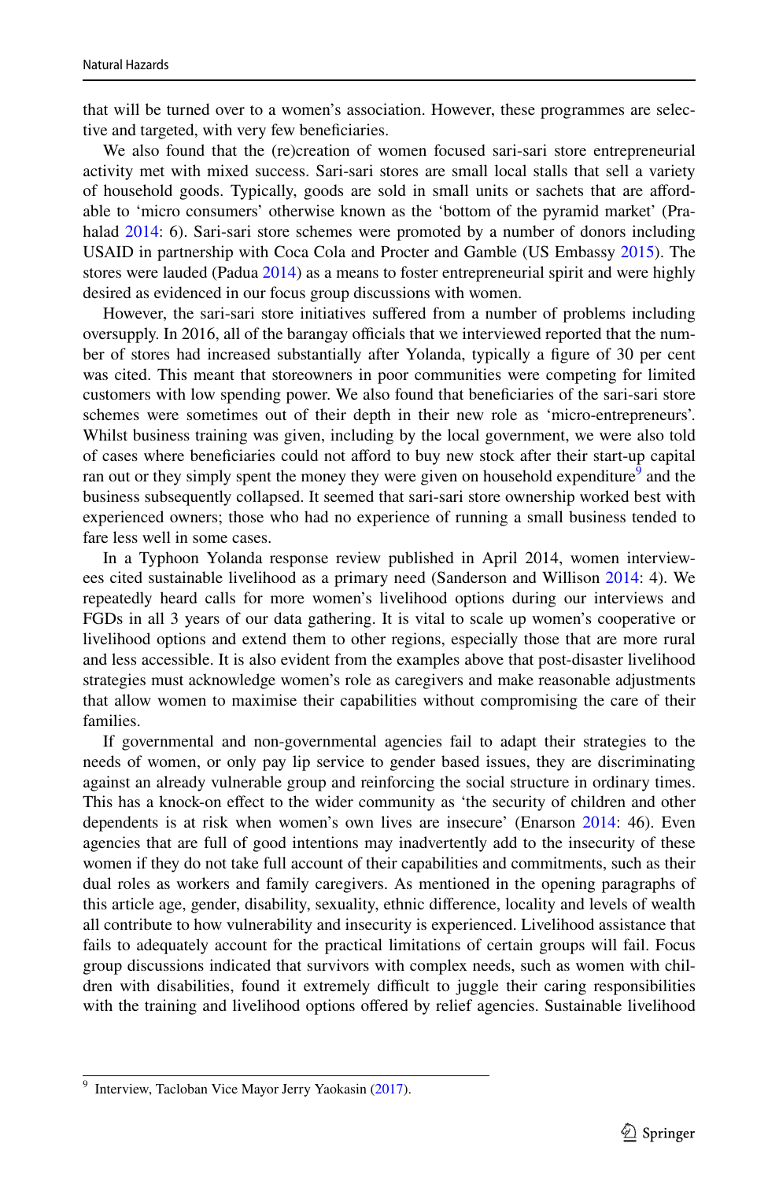that will be turned over to a women's association. However, these programmes are selective and targeted, with very few beneficiaries.

We also found that the (re)creation of women focused sari-sari store entrepreneurial activity met with mixed success. Sari-sari stores are small local stalls that sell a variety of household goods. Typically, goods are sold in small units or sachets that are affordable to 'micro consumers' otherwise known as the 'bottom of the pyramid market' (Prahalad 2014: 6). Sari-sari store schemes were promoted by a number of donors including USAID in partnership with Coca Cola and Procter and Gamble (US Embassy 2015). The stores were lauded (Padua 2014) as a means to foster entrepreneurial spirit and were highly desired as evidenced in our focus group discussions with women.

However, the sari-sari store initiatives suffered from a number of problems including oversupply. In 2016, all of the barangay officials that we interviewed reported that the number of stores had increased substantially after Yolanda, typically a figure of 30 per cent was cited. This meant that storeowners in poor communities were competing for limited customers with low spending power. We also found that beneficiaries of the sari-sari store schemes were sometimes out of their depth in their new role as 'micro-entrepreneurs'. Whilst business training was given, including by the local government, we were also told of cases where beneficiaries could not afford to buy new stock after their start-up capital ran out or they simply spent the money they were given on household expenditure[9] and the business subsequently collapsed. It seemed that sari-sari store ownership worked best with experienced owners; those who had no experience of running a small business tended to fare less well in some cases.

In a Typhoon Yolanda response review published in April 2014, women interviewees cited sustainable livelihood as a primary need (Sanderson and Willison 2014: 4). We repeatedly heard calls for more women's livelihood options during our interviews and FGDs in all 3 years of our data gathering. It is vital to scale up women's cooperative or livelihood options and extend them to other regions, especially those that are more rural and less accessible. It is also evident from the examples above that post-disaster livelihood strategies must acknowledge women's role as caregivers and make reasonable adjustments that allow women to maximise their capabilities without compromising the care of their families.

If governmental and non-governmental agencies fail to adapt their strategies to the needs of women, or only pay lip service to gender based issues, they are discriminating against an already vulnerable group and reinforcing the social structure in ordinary times. This has a knock-on effect to the wider community as 'the security of children and other dependents is at risk when women's own lives are insecure' (Enarson 2014: 46). Even agencies that are full of good intentions may inadvertently add to the insecurity of these women if they do not take full account of their capabilities and commitments, such as their dual roles as workers and family caregivers. As mentioned in the opening paragraphs of this article age, gender, disability, sexuality, ethnic difference, locality and levels of wealth all contribute to how vulnerability and insecurity is experienced. Livelihood assistance that fails to adequately account for the practical limitations of certain groups will fail. Focus group discussions indicated that survivors with complex needs, such as women with children with disabilities, found it extremely difficult to juggle their caring responsibilities with the training and livelihood options offered by relief agencies. Sustainable livelihood

[9] Interview, Tacloban Vice Mayor Jerry Yaokasin (2017).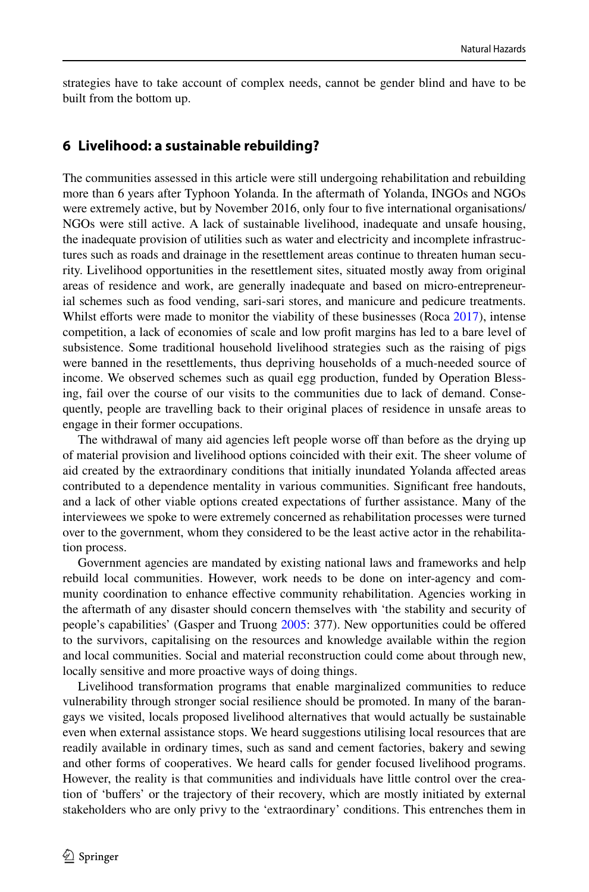strategies have to take account of complex needs, cannot be gender blind and have to be built from the bottom up.

## 6 Livelihood: a sustainable rebuilding?

The communities assessed in this article were still undergoing rehabilitation and rebuilding more than 6 years after Typhoon Yolanda. In the aftermath of Yolanda, INGOs and NGOs were extremely active, but by November 2016, only four to five international organisations/NGOs were still active. A lack of sustainable livelihood, inadequate and unsafe housing, the inadequate provision of utilities such as water and electricity and incomplete infrastructures such as roads and drainage in the resettlement areas continue to threaten human security. Livelihood opportunities in the resettlement sites, situated mostly away from original areas of residence and work, are generally inadequate and based on micro-entrepreneurial schemes such as food vending, sari-sari stores, and manicure and pedicure treatments. Whilst efforts were made to monitor the viability of these businesses (Roca 2017), intense competition, a lack of economies of scale and low profit margins has led to a bare level of subsistence. Some traditional household livelihood strategies such as the raising of pigs were banned in the resettlements, thus depriving households of a much-needed source of income. We observed schemes such as quail egg production, funded by Operation Blessing, fail over the course of our visits to the communities due to lack of demand. Consequently, people are travelling back to their original places of residence in unsafe areas to engage in their former occupations.

The withdrawal of many aid agencies left people worse off than before as the drying up of material provision and livelihood options coincided with their exit. The sheer volume of aid created by the extraordinary conditions that initially inundated Yolanda affected areas contributed to a dependence mentality in various communities. Significant free handouts, and a lack of other viable options created expectations of further assistance. Many of the interviewees we spoke to were extremely concerned as rehabilitation processes were turned over to the government, whom they considered to be the least active actor in the rehabilitation process.

Government agencies are mandated by existing national laws and frameworks and help rebuild local communities. However, work needs to be done on inter-agency and community coordination to enhance effective community rehabilitation. Agencies working in the aftermath of any disaster should concern themselves with 'the stability and security of people's capabilities' (Gasper and Truong 2005: 377). New opportunities could be offered to the survivors, capitalising on the resources and knowledge available within the region and local communities. Social and material reconstruction could come about through new, locally sensitive and more proactive ways of doing things.

Livelihood transformation programs that enable marginalized communities to reduce vulnerability through stronger social resilience should be promoted. In many of the barangays we visited, locals proposed livelihood alternatives that would actually be sustainable even when external assistance stops. We heard suggestions utilising local resources that are readily available in ordinary times, such as sand and cement factories, bakery and sewing and other forms of cooperatives. We heard calls for gender focused livelihood programs. However, the reality is that communities and individuals have little control over the creation of 'buffers' or the trajectory of their recovery, which are mostly initiated by external stakeholders who are only privy to the 'extraordinary' conditions. This entrenches them in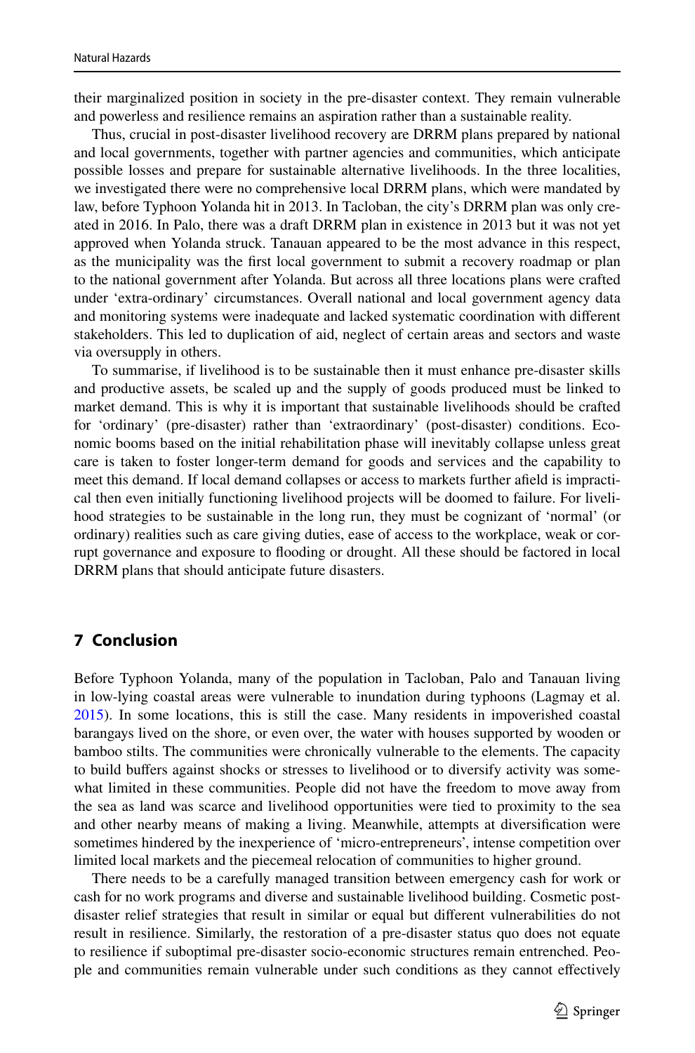their marginalized position in society in the pre-disaster context. They remain vulnerable and powerless and resilience remains an aspiration rather than a sustainable reality.

Thus, crucial in post-disaster livelihood recovery are DRRM plans prepared by national and local governments, together with partner agencies and communities, which anticipate possible losses and prepare for sustainable alternative livelihoods. In the three localities, we investigated there were no comprehensive local DRRM plans, which were mandated by law, before Typhoon Yolanda hit in 2013. In Tacloban, the city's DRRM plan was only created in 2016. In Palo, there was a draft DRRM plan in existence in 2013 but it was not yet approved when Yolanda struck. Tanauan appeared to be the most advance in this respect, as the municipality was the first local government to submit a recovery roadmap or plan to the national government after Yolanda. But across all three locations plans were crafted under 'extra-ordinary' circumstances. Overall national and local government agency data and monitoring systems were inadequate and lacked systematic coordination with different stakeholders. This led to duplication of aid, neglect of certain areas and sectors and waste via oversupply in others.

To summarise, if livelihood is to be sustainable then it must enhance pre-disaster skills and productive assets, be scaled up and the supply of goods produced must be linked to market demand. This is why it is important that sustainable livelihoods should be crafted for 'ordinary' (pre-disaster) rather than 'extraordinary' (post-disaster) conditions. Economic booms based on the initial rehabilitation phase will inevitably collapse unless great care is taken to foster longer-term demand for goods and services and the capability to meet this demand. If local demand collapses or access to markets further afield is impractical then even initially functioning livelihood projects will be doomed to failure. For livelihood strategies to be sustainable in the long run, they must be cognizant of 'normal' (or ordinary) realities such as care giving duties, ease of access to the workplace, weak or corrupt governance and exposure to flooding or drought. All these should be factored in local DRRM plans that should anticipate future disasters.

## 7 Conclusion

Before Typhoon Yolanda, many of the population in Tacloban, Palo and Tanauan living in low-lying coastal areas were vulnerable to inundation during typhoons (Lagmay et al. 2015). In some locations, this is still the case. Many residents in impoverished coastal barangays lived on the shore, or even over, the water with houses supported by wooden or bamboo stilts. The communities were chronically vulnerable to the elements. The capacity to build buffers against shocks or stresses to livelihood or to diversify activity was somewhat limited in these communities. People did not have the freedom to move away from the sea as land was scarce and livelihood opportunities were tied to proximity to the sea and other nearby means of making a living. Meanwhile, attempts at diversification were sometimes hindered by the inexperience of 'micro-entrepreneurs', intense competition over limited local markets and the piecemeal relocation of communities to higher ground.

There needs to be a carefully managed transition between emergency cash for work or cash for no work programs and diverse and sustainable livelihood building. Cosmetic post-disaster relief strategies that result in similar or equal but different vulnerabilities do not result in resilience. Similarly, the restoration of a pre-disaster status quo does not equate to resilience if suboptimal pre-disaster socio-economic structures remain entrenched. People and communities remain vulnerable under such conditions as they cannot effectively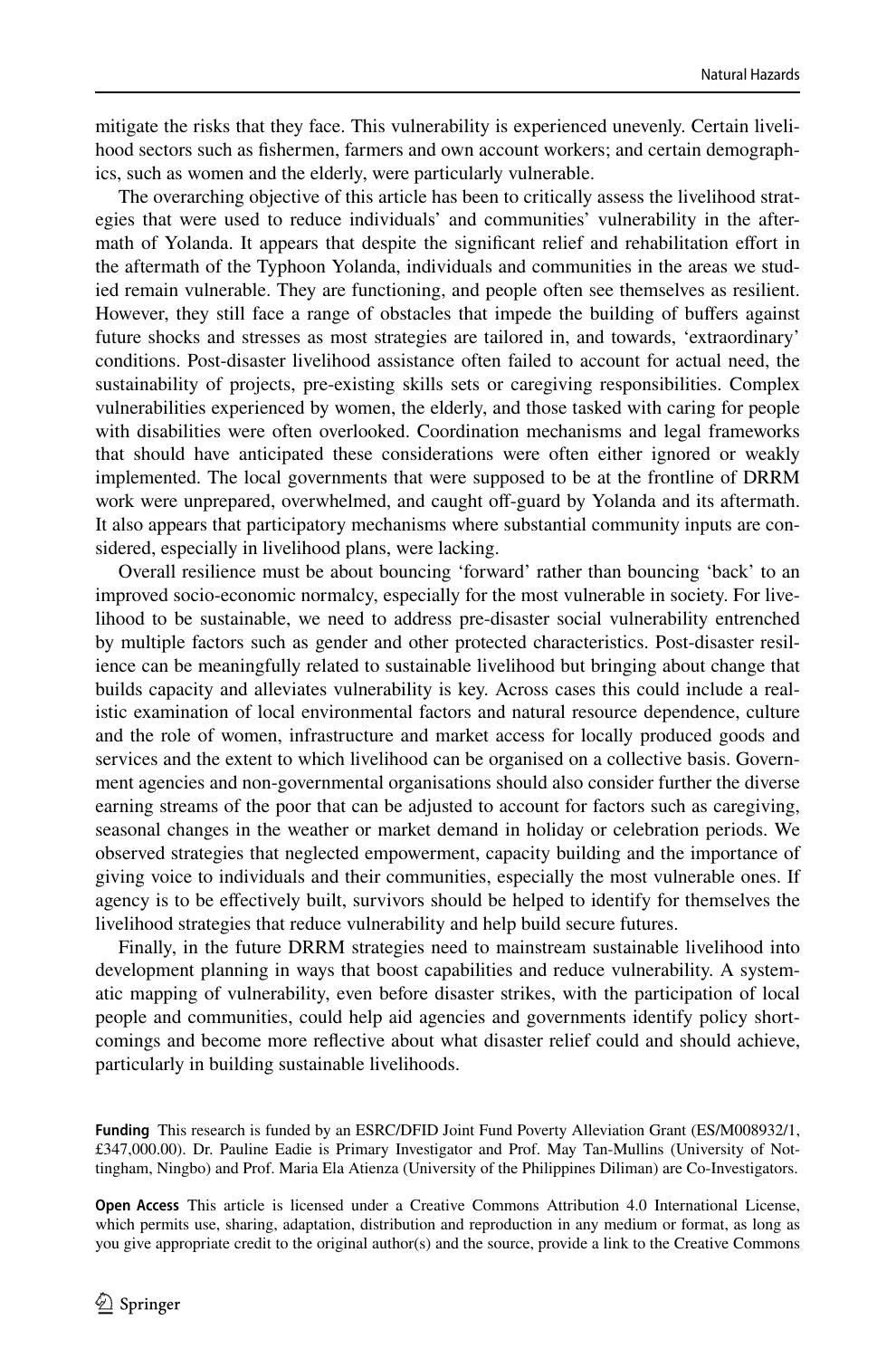mitigate the risks that they face. This vulnerability is experienced unevenly. Certain livelihood sectors such as fishermen, farmers and own account workers; and certain demographics, such as women and the elderly, were particularly vulnerable.

The overarching objective of this article has been to critically assess the livelihood strategies that were used to reduce individuals' and communities' vulnerability in the aftermath of Yolanda. It appears that despite the significant relief and rehabilitation effort in the aftermath of the Typhoon Yolanda, individuals and communities in the areas we studied remain vulnerable. They are functioning, and people often see themselves as resilient. However, they still face a range of obstacles that impede the building of buffers against future shocks and stresses as most strategies are tailored in, and towards, 'extraordinary' conditions. Post-disaster livelihood assistance often failed to account for actual need, the sustainability of projects, pre-existing skills sets or caregiving responsibilities. Complex vulnerabilities experienced by women, the elderly, and those tasked with caring for people with disabilities were often overlooked. Coordination mechanisms and legal frameworks that should have anticipated these considerations were often either ignored or weakly implemented. The local governments that were supposed to be at the frontline of DRRM work were unprepared, overwhelmed, and caught off-guard by Yolanda and its aftermath. It also appears that participatory mechanisms where substantial community inputs are considered, especially in livelihood plans, were lacking.

Overall resilience must be about bouncing 'forward' rather than bouncing 'back' to an improved socio-economic normalcy, especially for the most vulnerable in society. For livelihood to be sustainable, we need to address pre-disaster social vulnerability entrenched by multiple factors such as gender and other protected characteristics. Post-disaster resilience can be meaningfully related to sustainable livelihood but bringing about change that builds capacity and alleviates vulnerability is key. Across cases this could include a realistic examination of local environmental factors and natural resource dependence, culture and the role of women, infrastructure and market access for locally produced goods and services and the extent to which livelihood can be organised on a collective basis. Government agencies and non-governmental organisations should also consider further the diverse earning streams of the poor that can be adjusted to account for factors such as caregiving, seasonal changes in the weather or market demand in holiday or celebration periods. We observed strategies that neglected empowerment, capacity building and the importance of giving voice to individuals and their communities, especially the most vulnerable ones. If agency is to be effectively built, survivors should be helped to identify for themselves the livelihood strategies that reduce vulnerability and help build secure futures.

Finally, in the future DRRM strategies need to mainstream sustainable livelihood into development planning in ways that boost capabilities and reduce vulnerability. A systematic mapping of vulnerability, even before disaster strikes, with the participation of local people and communities, could help aid agencies and governments identify policy shortcomings and become more reflective about what disaster relief could and should achieve, particularly in building sustainable livelihoods.

**Funding** This research is funded by an ESRC/DFID Joint Fund Poverty Alleviation Grant (ES/M008932/1, £347,000.00). Dr. Pauline Eadie is Primary Investigator and Prof. May Tan-Mullins (University of Nottingham, Ningbo) and Prof. Maria Ela Atienza (University of the Philippines Diliman) are Co-Investigators.

**Open Access** This article is licensed under a Creative Commons Attribution 4.0 International License, which permits use, sharing, adaptation, distribution and reproduction in any medium or format, as long as you give appropriate credit to the original author(s) and the source, provide a link to the Creative Commons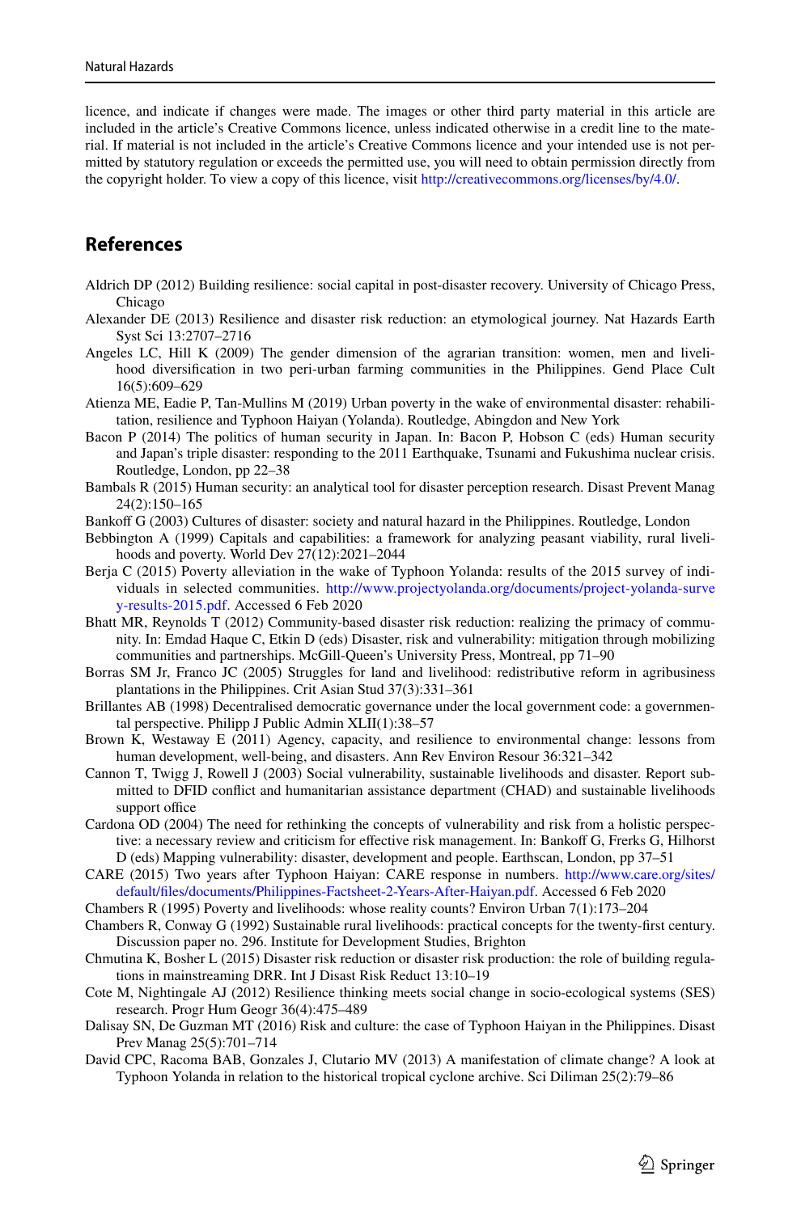licence, and indicate if changes were made. The images or other third party material in this article are included in the article's Creative Commons licence, unless indicated otherwise in a credit line to the material. If material is not included in the article's Creative Commons licence and your intended use is not permitted by statutory regulation or exceeds the permitted use, you will need to obtain permission directly from the copyright holder. To view a copy of this licence, visit http://creativecommons.org/licenses/by/4.0/.

## References

Aldrich DP (2012) Building resilience: social capital in post-disaster recovery. University of Chicago Press, Chicago

Alexander DE (2013) Resilience and disaster risk reduction: an etymological journey. Nat Hazards Earth Syst Sci 13:2707–2716

Angeles LC, Hill K (2009) The gender dimension of the agrarian transition: women, men and livelihood diversification in two peri-urban farming communities in the Philippines. Gend Place Cult 16(5):609–629

Atienza ME, Eadie P, Tan-Mullins M (2019) Urban poverty in the wake of environmental disaster: rehabilitation, resilience and Typhoon Haiyan (Yolanda). Routledge, Abingdon and New York

Bacon P (2014) The politics of human security in Japan. In: Bacon P, Hobson C (eds) Human security and Japan's triple disaster: responding to the 2011 Earthquake, Tsunami and Fukushima nuclear crisis. Routledge, London, pp 22–38

Bambals R (2015) Human security: an analytical tool for disaster perception research. Disast Prevent Manag 24(2):150–165

Bankoff G (2003) Cultures of disaster: society and natural hazard in the Philippines. Routledge, London

Bebbington A (1999) Capitals and capabilities: a framework for analyzing peasant viability, rural livelihoods and poverty. World Dev 27(12):2021–2044

Berja C (2015) Poverty alleviation in the wake of Typhoon Yolanda: results of the 2015 survey of individuals in selected communities. http://www.projectyolanda.org/documents/project-yolanda-survey-results-2015.pdf. Accessed 6 Feb 2020

Bhatt MR, Reynolds T (2012) Community-based disaster risk reduction: realizing the primacy of community. In: Emdad Haque C, Etkin D (eds) Disaster, risk and vulnerability: mitigation through mobilizing communities and partnerships. McGill-Queen's University Press, Montreal, pp 71–90

Borras SM Jr, Franco JC (2005) Struggles for land and livelihood: redistributive reform in agribusiness plantations in the Philippines. Crit Asian Stud 37(3):331–361

Brillantes AB (1998) Decentralised democratic governance under the local government code: a governmental perspective. Philipp J Public Admin XLII(1):38–57

Brown K, Westaway E (2011) Agency, capacity, and resilience to environmental change: lessons from human development, well-being, and disasters. Ann Rev Environ Resour 36:321–342

Cannon T, Twigg J, Rowell J (2003) Social vulnerability, sustainable livelihoods and disaster. Report submitted to DFID conflict and humanitarian assistance department (CHAD) and sustainable livelihoods support office

Cardona OD (2004) The need for rethinking the concepts of vulnerability and risk from a holistic perspective: a necessary review and criticism for effective risk management. In: Bankoff G, Frerks G, Hilhorst D (eds) Mapping vulnerability: disaster, development and people. Earthscan, London, pp 37–51

CARE (2015) Two years after Typhoon Haiyan: CARE response in numbers. http://www.care.org/sites/default/files/documents/Philippines-Factsheet-2-Years-After-Haiyan.pdf. Accessed 6 Feb 2020

Chambers R (1995) Poverty and livelihoods: whose reality counts? Environ Urban 7(1):173–204

Chambers R, Conway G (1992) Sustainable rural livelihoods: practical concepts for the twenty-first century. Discussion paper no. 296. Institute for Development Studies, Brighton

Chmutina K, Bosher L (2015) Disaster risk reduction or disaster risk production: the role of building regulations in mainstreaming DRR. Int J Disast Risk Reduct 13:10–19

Cote M, Nightingale AJ (2012) Resilience thinking meets social change in socio-ecological systems (SES) research. Progr Hum Geogr 36(4):475–489

Dalisay SN, De Guzman MT (2016) Risk and culture: the case of Typhoon Haiyan in the Philippines. Disast Prev Manag 25(5):701–714

David CPC, Racoma BAB, Gonzales J, Clutario MV (2013) A manifestation of climate change? A look at Typhoon Yolanda in relation to the historical tropical cyclone archive. Sci Diliman 25(2):79–86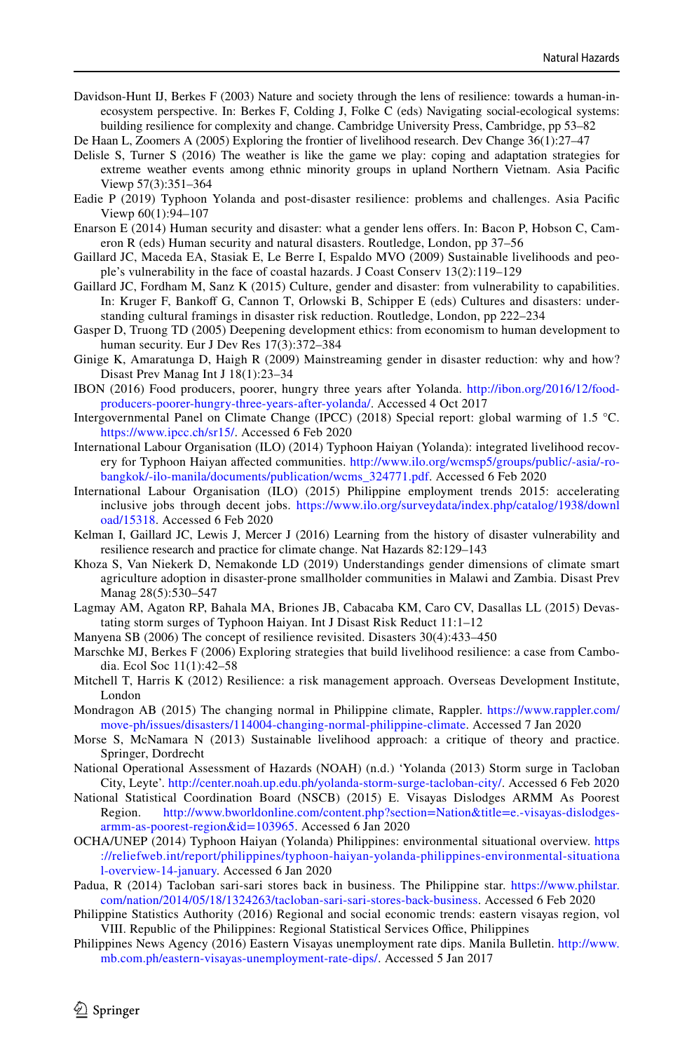Davidson-Hunt IJ, Berkes F (2003) Nature and society through the lens of resilience: towards a human-in-ecosystem perspective. In: Berkes F, Colding J, Folke C (eds) Navigating social-ecological systems: building resilience for complexity and change. Cambridge University Press, Cambridge, pp 53–82

De Haan L, Zoomers A (2005) Exploring the frontier of livelihood research. Dev Change 36(1):27–47

Delisle S, Turner S (2016) The weather is like the game we play: coping and adaptation strategies for extreme weather events among ethnic minority groups in upland Northern Vietnam. Asia Pacific Viewp 57(3):351–364

Eadie P (2019) Typhoon Yolanda and post-disaster resilience: problems and challenges. Asia Pacific Viewp 60(1):94–107

Enarson E (2014) Human security and disaster: what a gender lens offers. In: Bacon P, Hobson C, Cameron R (eds) Human security and natural disasters. Routledge, London, pp 37–56

Gaillard JC, Maceda EA, Stasiak E, Le Berre I, Espaldo MVO (2009) Sustainable livelihoods and people's vulnerability in the face of coastal hazards. J Coast Conserv 13(2):119–129

Gaillard JC, Fordham M, Sanz K (2015) Culture, gender and disaster: from vulnerability to capabilities. In: Kruger F, Bankoff G, Cannon T, Orlowski B, Schipper E (eds) Cultures and disasters: understanding cultural framings in disaster risk reduction. Routledge, London, pp 222–234

Gasper D, Truong TD (2005) Deepening development ethics: from economism to human development to human security. Eur J Dev Res 17(3):372–384

Ginige K, Amaratunga D, Haigh R (2009) Mainstreaming gender in disaster reduction: why and how? Disast Prev Manag Int J 18(1):23–34

IBON (2016) Food producers, poorer, hungry three years after Yolanda. http://ibon.org/2016/12/food-producers-poorer-hungry-three-years-after-yolanda/. Accessed 4 Oct 2017

Intergovernmental Panel on Climate Change (IPCC) (2018) Special report: global warming of 1.5 °C. https://www.ipcc.ch/sr15/. Accessed 6 Feb 2020

International Labour Organisation (ILO) (2014) Typhoon Haiyan (Yolanda): integrated livelihood recovery for Typhoon Haiyan affected communities. http://www.ilo.org/wcmsp5/groups/public/-asia/-ro-bangkok/-ilo-manila/documents/publication/wcms_324771.pdf. Accessed 6 Feb 2020

International Labour Organisation (ILO) (2015) Philippine employment trends 2015: accelerating inclusive jobs through decent jobs. https://www.ilo.org/surveydata/index.php/catalog/1938/download/15318. Accessed 6 Feb 2020

Kelman I, Gaillard JC, Lewis J, Mercer J (2016) Learning from the history of disaster vulnerability and resilience research and practice for climate change. Nat Hazards 82:129–143

Khoza S, Van Niekerk D, Nemakonde LD (2019) Understandings gender dimensions of climate smart agriculture adoption in disaster-prone smallholder communities in Malawi and Zambia. Disast Prev Manag 28(5):530–547

Lagmay AM, Agaton RP, Bahala MA, Briones JB, Cabacaba KM, Caro CV, Dasallas LL (2015) Devastating storm surges of Typhoon Haiyan. Int J Disast Risk Reduct 11:1–12

Manyena SB (2006) The concept of resilience revisited. Disasters 30(4):433–450

Marschke MJ, Berkes F (2006) Exploring strategies that build livelihood resilience: a case from Cambodia. Ecol Soc 11(1):42–58

Mitchell T, Harris K (2012) Resilience: a risk management approach. Overseas Development Institute, London

Mondragon AB (2015) The changing normal in Philippine climate, Rappler. https://www.rappler.com/move-ph/issues/disasters/114004-changing-normal-philippine-climate. Accessed 7 Jan 2020

Morse S, McNamara N (2013) Sustainable livelihood approach: a critique of theory and practice. Springer, Dordrecht

National Operational Assessment of Hazards (NOAH) (n.d.) 'Yolanda (2013) Storm surge in Tacloban City, Leyte'. http://center.noah.up.edu.ph/yolanda-storm-surge-tacloban-city/. Accessed 6 Feb 2020

National Statistical Coordination Board (NSCB) (2015) E. Visayas Dislodges ARMM As Poorest Region. http://www.bworldonline.com/content.php?section=Nation&title=e.-visayas-dislodges-armm-as-poorest-region&id=103965. Accessed 6 Jan 2020

OCHA/UNEP (2014) Typhoon Haiyan (Yolanda) Philippines: environmental situational overview. https://reliefweb.int/report/philippines/typhoon-haiyan-yolanda-philippines-environmental-situational-overview-14-january. Accessed 6 Jan 2020

Padua, R (2014) Tacloban sari-sari stores back in business. The Philippine star. https://www.philstar.com/nation/2014/05/18/1324263/tacloban-sari-sari-stores-back-business. Accessed 6 Feb 2020

Philippine Statistics Authority (2016) Regional and social economic trends: eastern visayas region, vol VIII. Republic of the Philippines: Regional Statistical Services Office, Philippines

Philippines News Agency (2016) Eastern Visayas unemployment rate dips. Manila Bulletin. http://www.mb.com.ph/eastern-visayas-unemployment-rate-dips/. Accessed 5 Jan 2017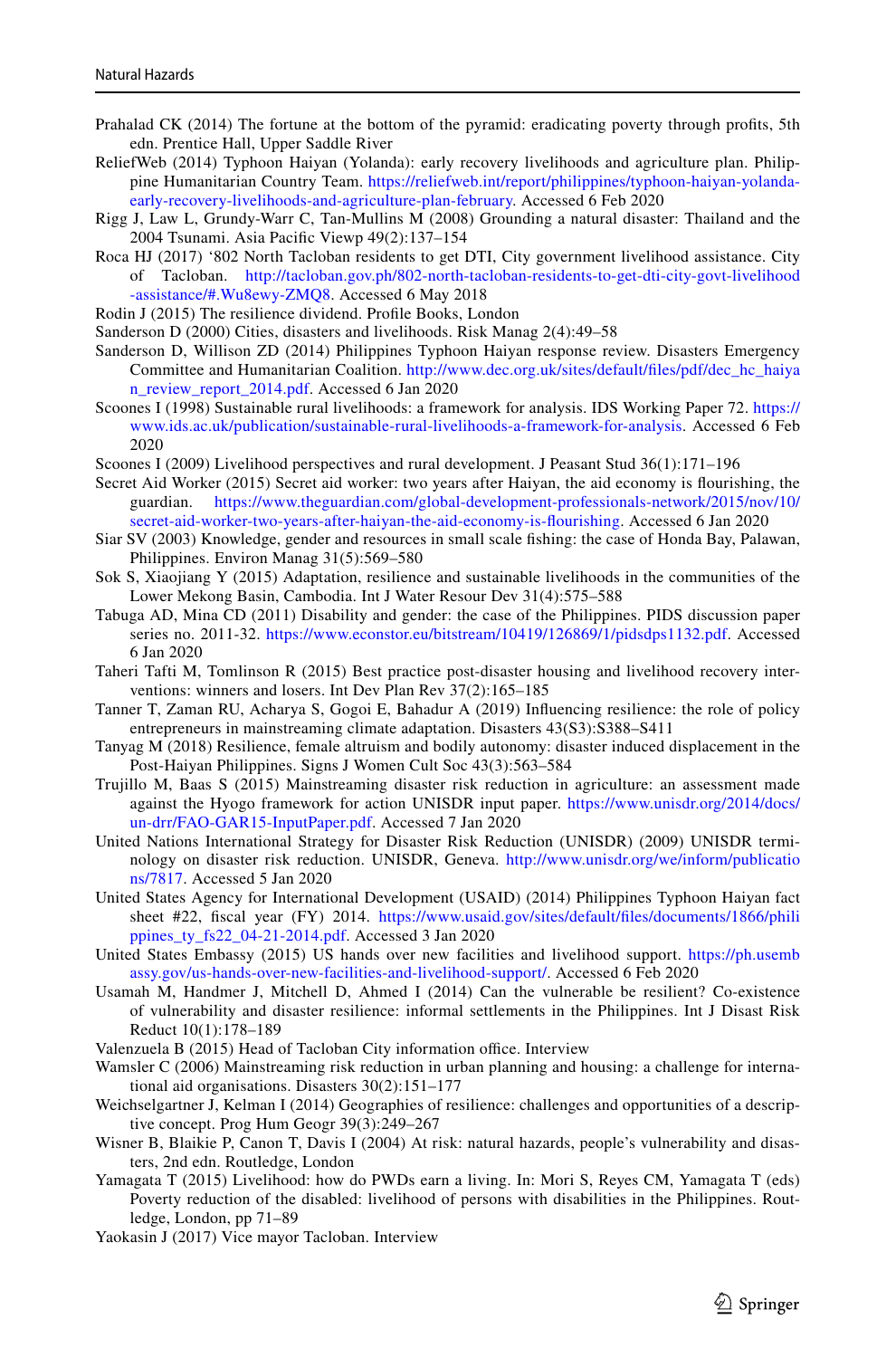Prahalad CK (2014) The fortune at the bottom of the pyramid: eradicating poverty through profits, 5th edn. Prentice Hall, Upper Saddle River

ReliefWeb (2014) Typhoon Haiyan (Yolanda): early recovery livelihoods and agriculture plan. Philippine Humanitarian Country Team. https://reliefweb.int/report/philippines/typhoon-haiyan-yolanda-early-recovery-livelihoods-and-agriculture-plan-february. Accessed 6 Feb 2020

Rigg J, Law L, Grundy-Warr C, Tan-Mullins M (2008) Grounding a natural disaster: Thailand and the 2004 Tsunami. Asia Pacific Viewp 49(2):137–154

Roca HJ (2017) '802 North Tacloban residents to get DTI, City government livelihood assistance. City of Tacloban. http://tacloban.gov.ph/802-north-tacloban-residents-to-get-dti-city-govt-livelihood-assistance/#.Wu8ewy-ZMQ8. Accessed 6 May 2018

Rodin J (2015) The resilience dividend. Profile Books, London

Sanderson D (2000) Cities, disasters and livelihoods. Risk Manag 2(4):49–58

Sanderson D, Willison ZD (2014) Philippines Typhoon Haiyan response review. Disasters Emergency Committee and Humanitarian Coalition. http://www.dec.org.uk/sites/default/files/pdf/dec_hc_haiyan_review_report_2014.pdf. Accessed 6 Jan 2020

Scoones I (1998) Sustainable rural livelihoods: a framework for analysis. IDS Working Paper 72. https://www.ids.ac.uk/publication/sustainable-rural-livelihoods-a-framework-for-analysis. Accessed 6 Feb 2020

Scoones I (2009) Livelihood perspectives and rural development. J Peasant Stud 36(1):171–196

Secret Aid Worker (2015) Secret aid worker: two years after Haiyan, the aid economy is flourishing, the guardian. https://www.theguardian.com/global-development-professionals-network/2015/nov/10/secret-aid-worker-two-years-after-haiyan-the-aid-economy-is-flourishing. Accessed 6 Jan 2020

Siar SV (2003) Knowledge, gender and resources in small scale fishing: the case of Honda Bay, Palawan, Philippines. Environ Manag 31(5):569–580

Sok S, Xiaojiang Y (2015) Adaptation, resilience and sustainable livelihoods in the communities of the Lower Mekong Basin, Cambodia. Int J Water Resour Dev 31(4):575–588

Tabuga AD, Mina CD (2011) Disability and gender: the case of the Philippines. PIDS discussion paper series no. 2011-32. https://www.econstor.eu/bitstream/10419/126869/1/pidsdps1132.pdf. Accessed 6 Jan 2020

Taheri Tafti M, Tomlinson R (2015) Best practice post-disaster housing and livelihood recovery interventions: winners and losers. Int Dev Plan Rev 37(2):165–185

Tanner T, Zaman RU, Acharya S, Gogoi E, Bahadur A (2019) Influencing resilience: the role of policy entrepreneurs in mainstreaming climate adaptation. Disasters 43(S3):S388–S411

Tanyag M (2018) Resilience, female altruism and bodily autonomy: disaster induced displacement in the Post-Haiyan Philippines. Signs J Women Cult Soc 43(3):563–584

Trujillo M, Baas S (2015) Mainstreaming disaster risk reduction in agriculture: an assessment made against the Hyogo framework for action UNISDR input paper. https://www.unisdr.org/2014/docs/un-drr/FAO-GAR15-InputPaper.pdf. Accessed 7 Jan 2020

United Nations International Strategy for Disaster Risk Reduction (UNISDR) (2009) UNISDR terminology on disaster risk reduction. UNISDR, Geneva. http://www.unisdr.org/we/inform/publications/7817. Accessed 5 Jan 2020

United States Agency for International Development (USAID) (2014) Philippines Typhoon Haiyan fact sheet #22, fiscal year (FY) 2014. https://www.usaid.gov/sites/default/files/documents/1866/philippines_ty_fs22_04-21-2014.pdf. Accessed 3 Jan 2020

United States Embassy (2015) US hands over new facilities and livelihood support. https://ph.usembassy.gov/us-hands-over-new-facilities-and-livelihood-support/. Accessed 6 Feb 2020

Usamah M, Handmer J, Mitchell D, Ahmed I (2014) Can the vulnerable be resilient? Co-existence of vulnerability and disaster resilience: informal settlements in the Philippines. Int J Disast Risk Reduct 10(1):178–189

Valenzuela B (2015) Head of Tacloban City information office. Interview

Wamsler C (2006) Mainstreaming risk reduction in urban planning and housing: a challenge for international aid organisations. Disasters 30(2):151–177

Weichselgartner J, Kelman I (2014) Geographies of resilience: challenges and opportunities of a descriptive concept. Prog Hum Geogr 39(3):249–267

Wisner B, Blaikie P, Canon T, Davis I (2004) At risk: natural hazards, people's vulnerability and disasters, 2nd edn. Routledge, London

Yamagata T (2015) Livelihood: how do PWDs earn a living. In: Mori S, Reyes CM, Yamagata T (eds) Poverty reduction of the disabled: livelihood of persons with disabilities in the Philippines. Routledge, London, pp 71–89

Yaokasin J (2017) Vice mayor Tacloban. Interview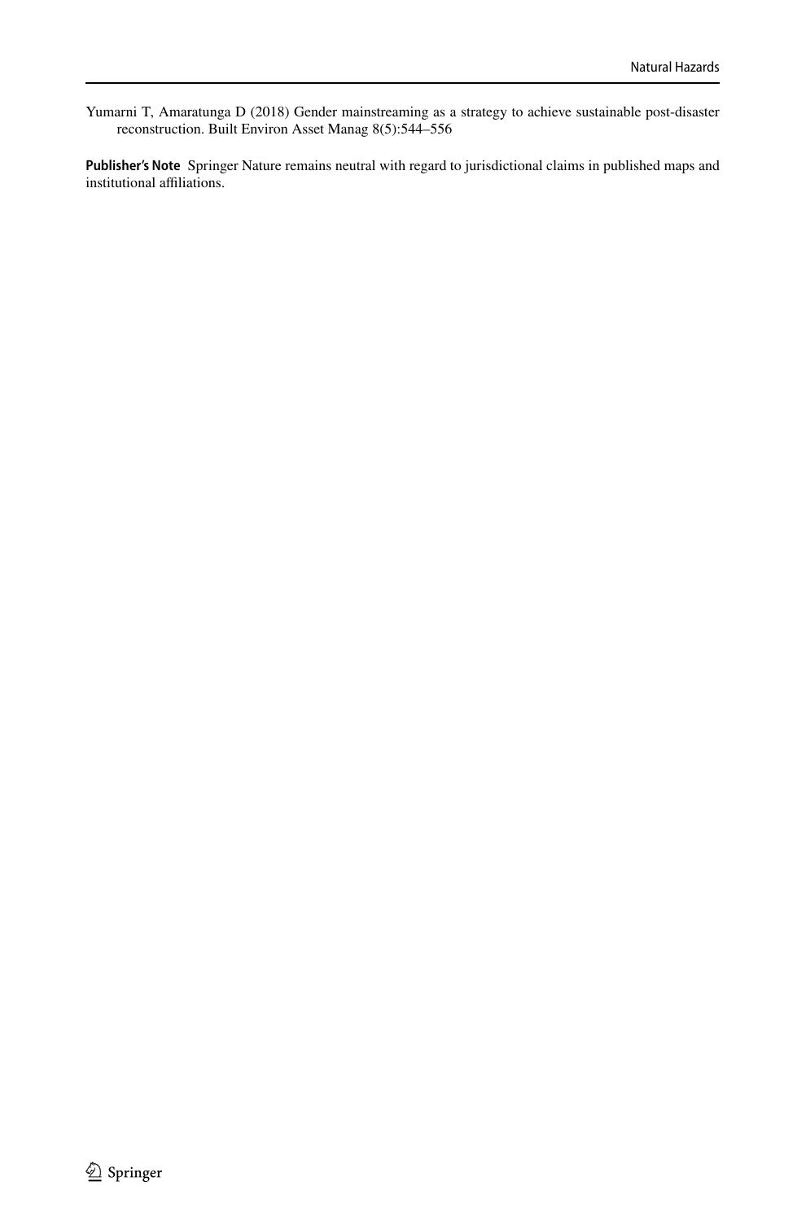Yumarni T, Amaratunga D (2018) Gender mainstreaming as a strategy to achieve sustainable post-disaster reconstruction. Built Environ Asset Manag 8(5):544–556

**Publisher's Note** Springer Nature remains neutral with regard to jurisdictional claims in published maps and institutional affiliations.